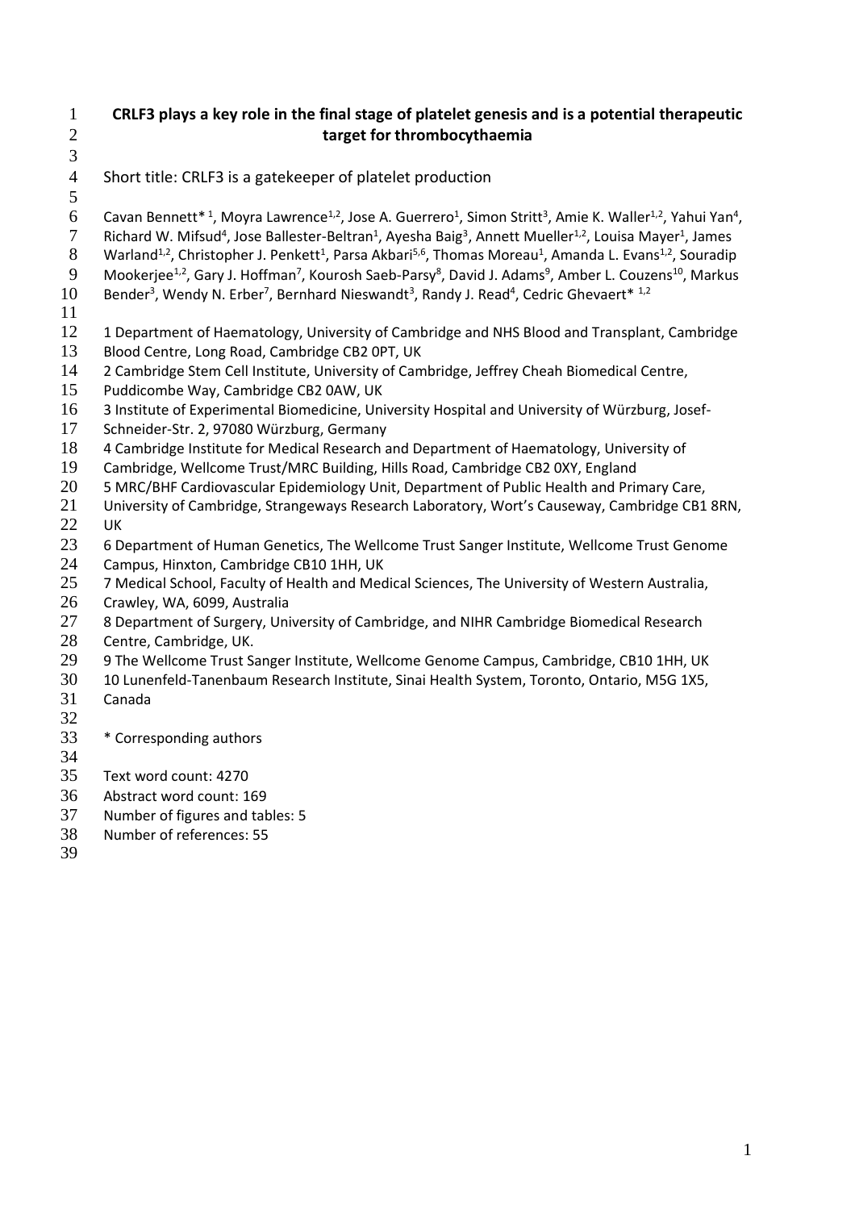# CRLF3 plays a key role in the final stage of platelet genesis and is a potential therapeutic target for thrombocythaemia

Short title: CRLF3 is a gatekeeper of platelet production

Cavan Bennett* [1], Moyra Lawrence[1,2], Jose A. Guerrero[1], Simon Stritt[3], Amie K. Waller[1,2], Yahui Yan[4], Richard W. Mifsud[4], Jose Ballester-Beltran[1], Ayesha Baig[3], Annett Mueller[1,2], Louisa Mayer[1], James Warland[1,2], Christopher J. Penkett[1], Parsa Akbari[5,6], Thomas Moreau[1], Amanda L. Evans[1,2], Souradip Mookerjee[1,2], Gary J. Hoffman[7], Kourosh Saeb-Parsy[8], David J. Adams[9], Amber L. Couzens[10], Markus Bender[3], Wendy N. Erber[7], Bernhard Nieswandt[3], Randy J. Read[4], Cedric Ghevaert* [1,2]

1 Department of Haematology, University of Cambridge and NHS Blood and Transplant, Cambridge Blood Centre, Long Road, Cambridge CB2 0PT, UK
2 Cambridge Stem Cell Institute, University of Cambridge, Jeffrey Cheah Biomedical Centre, Puddicombe Way, Cambridge CB2 0AW, UK
3 Institute of Experimental Biomedicine, University Hospital and University of Würzburg, Josef-Schneider-Str. 2, 97080 Würzburg, Germany
4 Cambridge Institute for Medical Research and Department of Haematology, University of Cambridge, Wellcome Trust/MRC Building, Hills Road, Cambridge CB2 0XY, England
5 MRC/BHF Cardiovascular Epidemiology Unit, Department of Public Health and Primary Care, University of Cambridge, Strangeways Research Laboratory, Wort's Causeway, Cambridge CB1 8RN, UK
6 Department of Human Genetics, The Wellcome Trust Sanger Institute, Wellcome Trust Genome Campus, Hinxton, Cambridge CB10 1HH, UK
7 Medical School, Faculty of Health and Medical Sciences, The University of Western Australia, Crawley, WA, 6099, Australia
8 Department of Surgery, University of Cambridge, and NIHR Cambridge Biomedical Research Centre, Cambridge, UK.
9 The Wellcome Trust Sanger Institute, Wellcome Genome Campus, Cambridge, CB10 1HH, UK
10 Lunenfeld-Tanenbaum Research Institute, Sinai Health System, Toronto, Ontario, M5G 1X5, Canada

* Corresponding authors

Text word count: 4270
Abstract word count: 169
Number of figures and tables: 5
Number of references: 55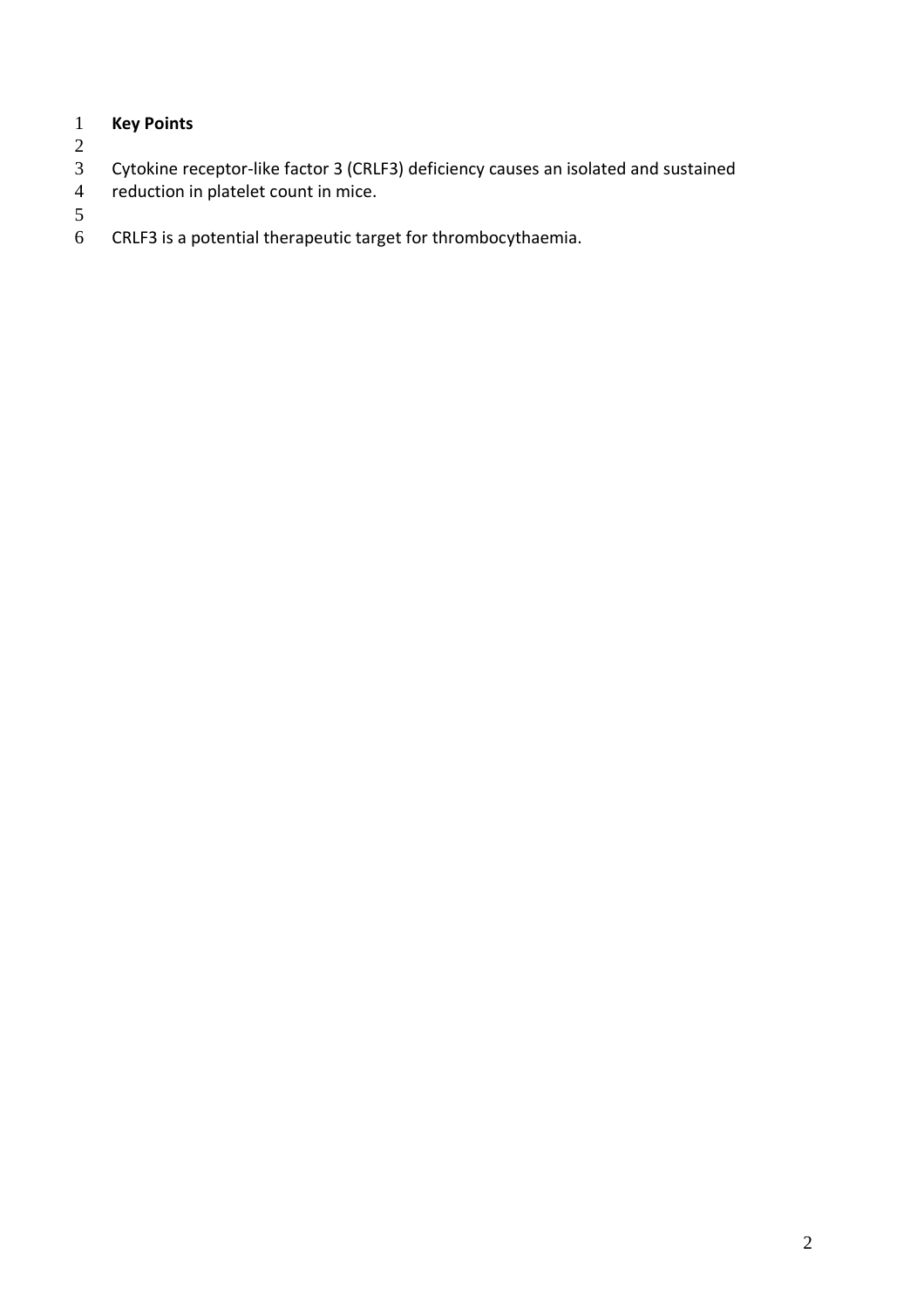## Key Points

Cytokine receptor-like factor 3 (CRLF3) deficiency causes an isolated and sustained reduction in platelet count in mice.

CRLF3 is a potential therapeutic target for thrombocythaemia.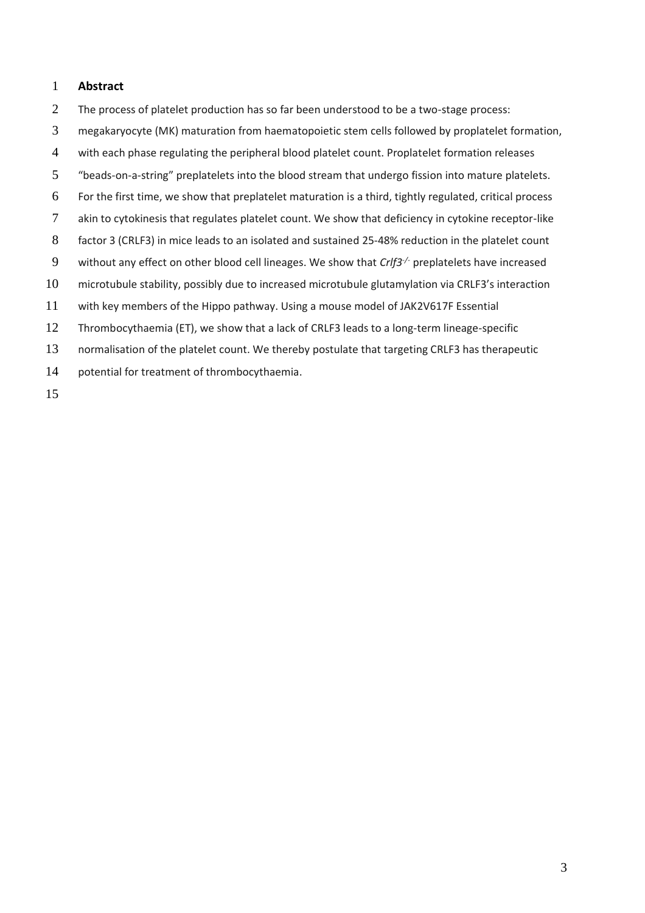# Abstract

The process of platelet production has so far been understood to be a two-stage process: megakaryocyte (MK) maturation from haematopoietic stem cells followed by proplatelet formation, with each phase regulating the peripheral blood platelet count. Proplatelet formation releases "beads-on-a-string" preplatelets into the blood stream that undergo fission into mature platelets. For the first time, we show that preplatelet maturation is a third, tightly regulated, critical process akin to cytokinesis that regulates platelet count. We show that deficiency in cytokine receptor-like factor 3 (CRLF3) in mice leads to an isolated and sustained 25-48% reduction in the platelet count without any effect on other blood cell lineages. We show that *Crlf3*$^{-/-}$ preplatelets have increased microtubule stability, possibly due to increased microtubule glutamylation via CRLF3's interaction with key members of the Hippo pathway. Using a mouse model of JAK2V617F Essential Thrombocythaemia (ET), we show that a lack of CRLF3 leads to a long-term lineage-specific normalisation of the platelet count. We thereby postulate that targeting CRLF3 has therapeutic potential for treatment of thrombocythaemia.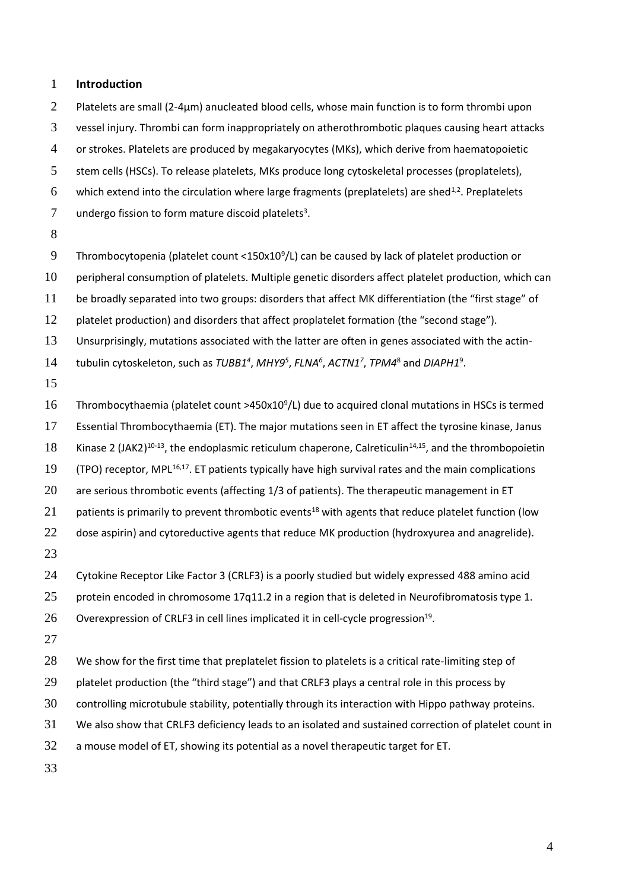## Introduction

Platelets are small (2-4µm) anucleated blood cells, whose main function is to form thrombi upon vessel injury. Thrombi can form inappropriately on atherothrombotic plaques causing heart attacks or strokes. Platelets are produced by megakaryocytes (MKs), which derive from haematopoietic stem cells (HSCs). To release platelets, MKs produce long cytoskeletal processes (proplatelets), which extend into the circulation where large fragments (preplatelets) are shed[1,2]. Preplatelets undergo fission to form mature discoid platelets[3].

Thrombocytopenia (platelet count $<150x10^9/L$) can be caused by lack of platelet production or peripheral consumption of platelets. Multiple genetic disorders affect platelet production, which can be broadly separated into two groups: disorders that affect MK differentiation (the "first stage" of platelet production) and disorders that affect proplatelet formation (the "second stage"). Unsurprisingly, mutations associated with the latter are often in genes associated with the actin-tubulin cytoskeleton, such as *TUBB1*[4], *MHY9*[5], *FLNA*[6], *ACTN1*[7], *TPM4*[8] and *DIAPH1*[9].

Thrombocythaemia (platelet count $>450x10^9/L$) due to acquired clonal mutations in HSCs is termed Essential Thrombocythaemia (ET). The major mutations seen in ET affect the tyrosine kinase, Janus Kinase 2 (JAK2)[10-13], the endoplasmic reticulum chaperone, Calreticulin[14,15], and the thrombopoietin (TPO) receptor, MPL[16,17]. ET patients typically have high survival rates and the main complications are serious thrombotic events (affecting 1/3 of patients). The therapeutic management in ET patients is primarily to prevent thrombotic events[18] with agents that reduce platelet function (low dose aspirin) and cytoreductive agents that reduce MK production (hydroxyurea and anagrelide).

Cytokine Receptor Like Factor 3 (CRLF3) is a poorly studied but widely expressed 488 amino acid protein encoded in chromosome 17q11.2 in a region that is deleted in Neurofibromatosis type 1. Overexpression of CRLF3 in cell lines implicated it in cell-cycle progression[19].

We show for the first time that preplatelet fission to platelets is a critical rate-limiting step of platelet production (the "third stage") and that CRLF3 plays a central role in this process by controlling microtubule stability, potentially through its interaction with Hippo pathway proteins. We also show that CRLF3 deficiency leads to an isolated and sustained correction of platelet count in a mouse model of ET, showing its potential as a novel therapeutic target for ET.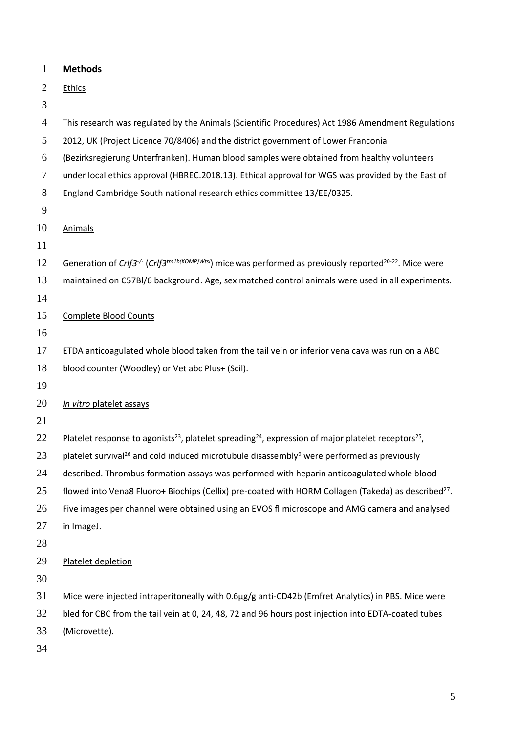# **Methods**

## Ethics

This research was regulated by the Animals (Scientific Procedures) Act 1986 Amendment Regulations 2012, UK (Project Licence 70/8406) and the district government of Lower Franconia (Bezirksregierung Unterfranken). Human blood samples were obtained from healthy volunteers under local ethics approval (HBREC.2018.13). Ethical approval for WGS was provided by the East of England Cambridge South national research ethics committee 13/EE/0325.

## Animals

Generation of *Crlf3*$^{-/-}$ (*Crlf3*$^{tm1b(KOMP)Wtsi}$) mice was performed as previously reported[20-22]. Mice were maintained on C57Bl/6 background. Age, sex matched control animals were used in all experiments.

## Complete Blood Counts

ETDA anticoagulated whole blood taken from the tail vein or inferior vena cava was run on a ABC blood counter (Woodley) or Vet abc Plus+ (Scil).

## *In vitro* platelet assays

Platelet response to agonists[23], platelet spreading[24], expression of major platelet receptors[25], platelet survival[26] and cold induced microtubule disassembly[9] were performed as previously described. Thrombus formation assays was performed with heparin anticoagulated whole blood flowed into Vena8 Fluoro+ Biochips (Cellix) pre-coated with HORM Collagen (Takeda) as described[27]. Five images per channel were obtained using an EVOS fl microscope and AMG camera and analysed in ImageJ.

## Platelet depletion

Mice were injected intraperitoneally with 0.6µg/g anti-CD42b (Emfret Analytics) in PBS. Mice were bled for CBC from the tail vein at 0, 24, 48, 72 and 96 hours post injection into EDTA-coated tubes (Microvette).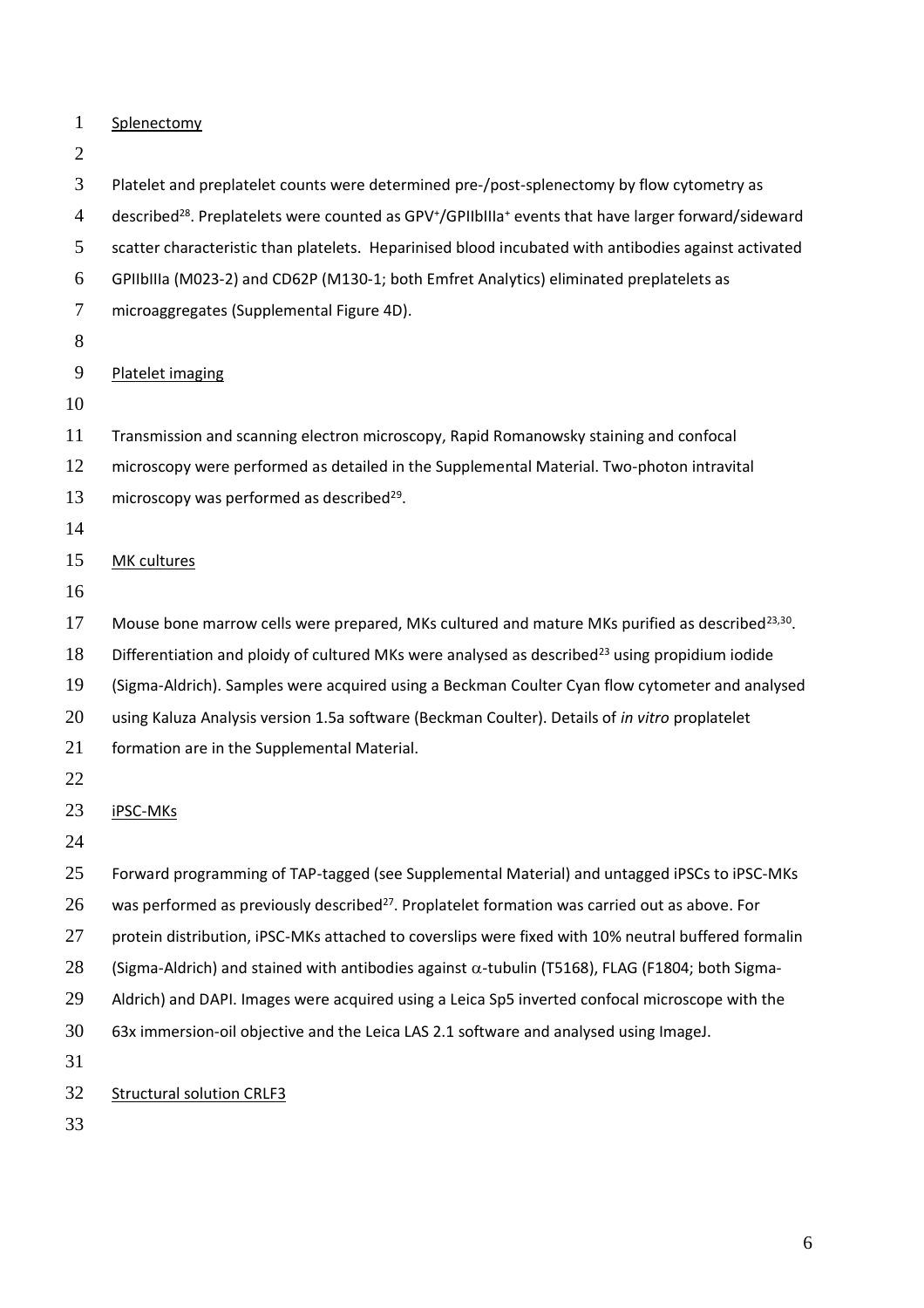Splenectomy

Platelet and preplatelet counts were determined pre-/post-splenectomy by flow cytometry as described[28]. Preplatelets were counted as GPV$^+$/GPIIbIIIa$^+$ events that have larger forward/sideward scatter characteristic than platelets. Heparinised blood incubated with antibodies against activated GPIIbIIIa (M023-2) and CD62P (M130-1; both Emfret Analytics) eliminated preplatelets as microaggregates (Supplemental Figure 4D).

Platelet imaging

Transmission and scanning electron microscopy, Rapid Romanowsky staining and confocal microscopy were performed as detailed in the Supplemental Material. Two-photon intravital microscopy was performed as described[29].

MK cultures

Mouse bone marrow cells were prepared, MKs cultured and mature MKs purified as described[23,30]. Differentiation and ploidy of cultured MKs were analysed as described[23] using propidium iodide (Sigma-Aldrich). Samples were acquired using a Beckman Coulter Cyan flow cytometer and analysed using Kaluza Analysis version 1.5a software (Beckman Coulter). Details of *in vitro* proplatelet formation are in the Supplemental Material.

iPSC-MKs

Forward programming of TAP-tagged (see Supplemental Material) and untagged iPSCs to iPSC-MKs was performed as previously described[27]. Proplatelet formation was carried out as above. For protein distribution, iPSC-MKs attached to coverslips were fixed with 10% neutral buffered formalin (Sigma-Aldrich) and stained with antibodies against $\alpha$-tubulin (T5168), FLAG (F1804; both Sigma-Aldrich) and DAPI. Images were acquired using a Leica Sp5 inverted confocal microscope with the 63x immersion-oil objective and the Leica LAS 2.1 software and analysed using ImageJ.

Structural solution CRLF3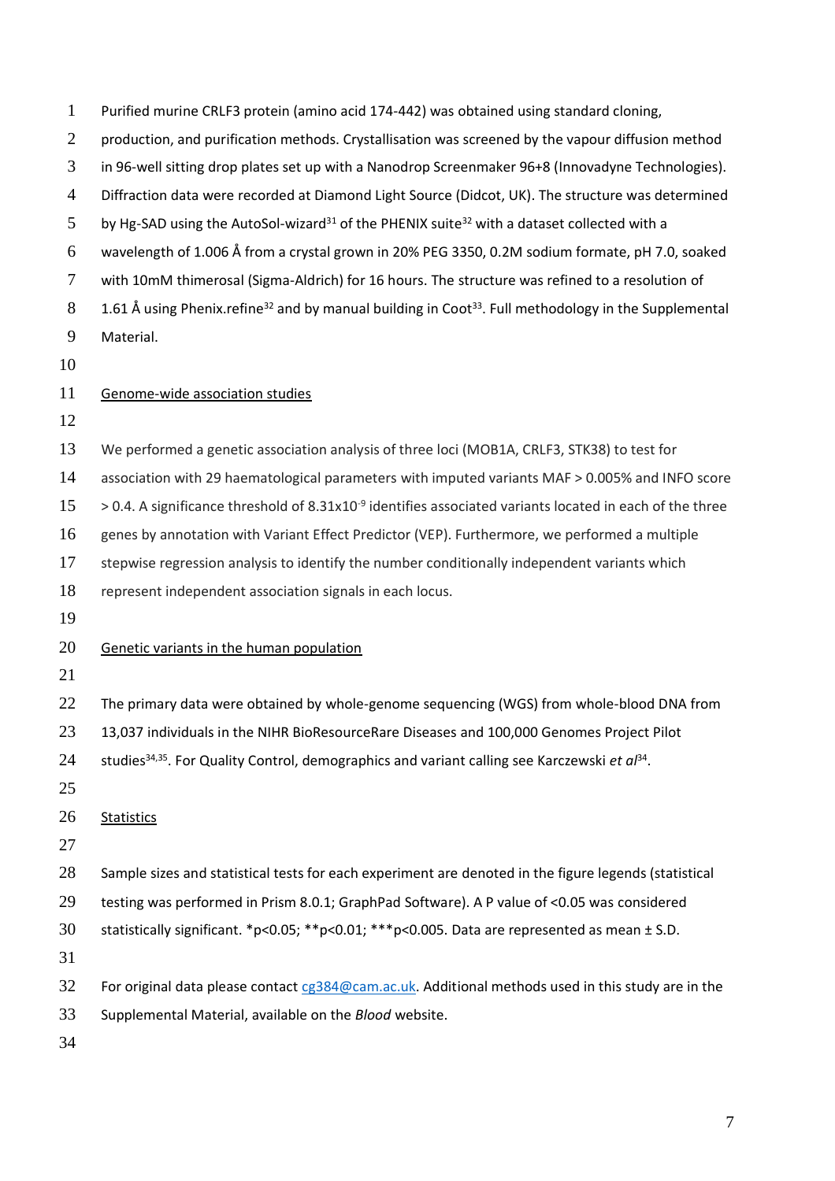Purified murine CRLF3 protein (amino acid 174-442) was obtained using standard cloning, production, and purification methods. Crystallisation was screened by the vapour diffusion method in 96-well sitting drop plates set up with a Nanodrop Screenmaker 96+8 (Innovadyne Technologies). Diffraction data were recorded at Diamond Light Source (Didcot, UK). The structure was determined by Hg-SAD using the AutoSol-wizard[31] of the PHENIX suite[32] with a dataset collected with a wavelength of 1.006 Å from a crystal grown in 20% PEG 3350, 0.2M sodium formate, pH 7.0, soaked with 10mM thimerosal (Sigma-Aldrich) for 16 hours. The structure was refined to a resolution of 1.61 Å using Phenix.refine[32] and by manual building in Coot[33]. Full methodology in the Supplemental Material.

## Genome-wide association studies

We performed a genetic association analysis of three loci (MOB1A, CRLF3, STK38) to test for association with 29 haematological parameters with imputed variants MAF > 0.005% and INFO score > 0.4. A significance threshold of $8.31 \times 10^{-9}$ identifies associated variants located in each of the three genes by annotation with Variant Effect Predictor (VEP). Furthermore, we performed a multiple stepwise regression analysis to identify the number conditionally independent variants which represent independent association signals in each locus.

## Genetic variants in the human population

The primary data were obtained by whole-genome sequencing (WGS) from whole-blood DNA from 13,037 individuals in the NIHR BioResourceRare Diseases and 100,000 Genomes Project Pilot studies[34,35]. For Quality Control, demographics and variant calling see Karczewski *et al*[34].

## Statistics

Sample sizes and statistical tests for each experiment are denoted in the figure legends (statistical testing was performed in Prism 8.0.1; GraphPad Software). A P value of <0.05 was considered statistically significant. *p<0.05; **p<0.01; ***p<0.005. Data are represented as mean ± S.D.

For original data please contact cg384@cam.ac.uk. Additional methods used in this study are in the Supplemental Material, available on the *Blood* website.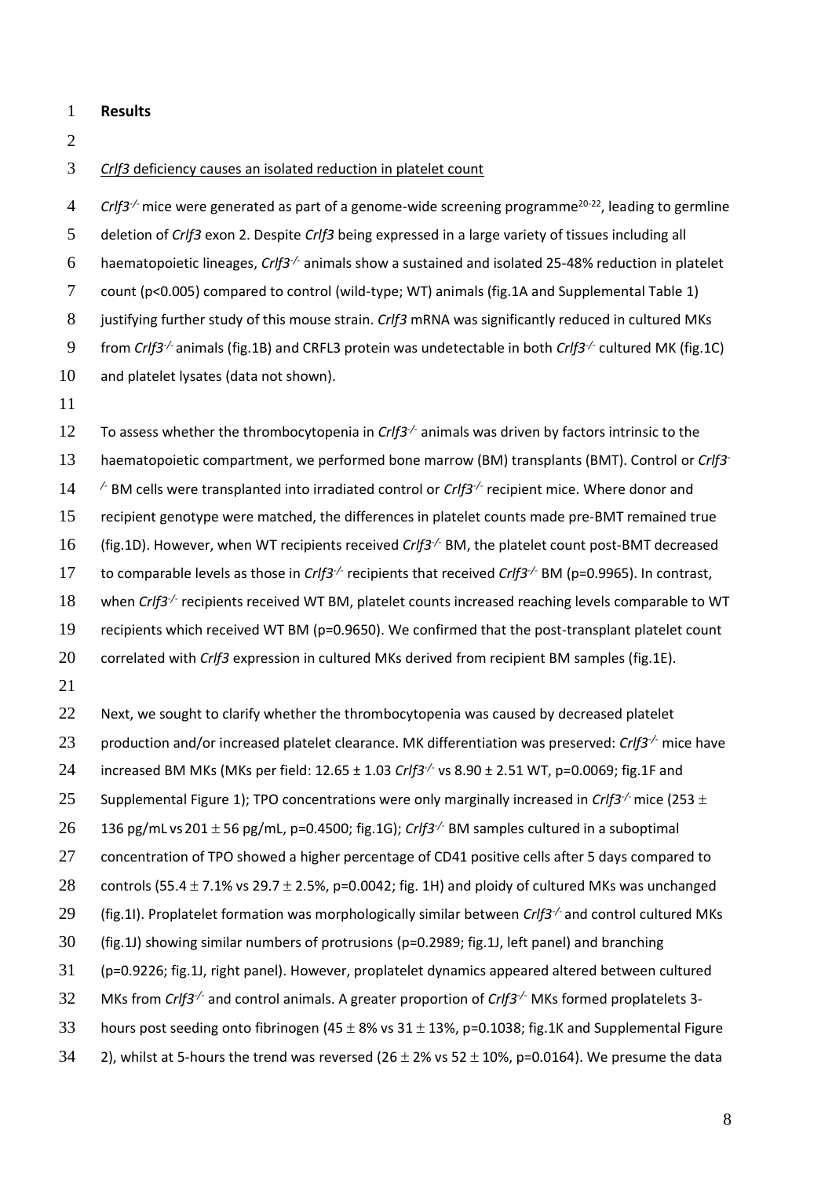**Results**

<u>*Crlf3* deficiency causes an isolated reduction in platelet count</u>

*Crlf3*$^{-/-}$ mice were generated as part of a genome-wide screening programme[20-22], leading to germline deletion of *Crlf3* exon 2. Despite *Crlf3* being expressed in a large variety of tissues including all haematopoietic lineages, *Crlf3*$^{-/-}$ animals show a sustained and isolated 25-48% reduction in platelet count ($p<0.005$) compared to control (wild-type; WT) animals (fig.1A and Supplemental Table 1) justifying further study of this mouse strain. *Crlf3* mRNA was significantly reduced in cultured MKs from *Crlf3*$^{-/-}$ animals (fig.1B) and CRFL3 protein was undetectable in both *Crlf3*$^{-/-}$ cultured MK (fig.1C) and platelet lysates (data not shown).

To assess whether the thrombocytopenia in *Crlf3*$^{-/-}$ animals was driven by factors intrinsic to the haematopoietic compartment, we performed bone marrow (BM) transplants (BMT). Control or *Crlf3*$^{-/-}$ BM cells were transplanted into irradiated control or *Crlf3*$^{-/-}$ recipient mice. Where donor and recipient genotype were matched, the differences in platelet counts made pre-BMT remained true (fig.1D). However, when WT recipients received *Crlf3*$^{-/-}$ BM, the platelet count post-BMT decreased to comparable levels as those in *Crlf3*$^{-/-}$ recipients that received *Crlf3*$^{-/-}$ BM ($p=0.9965$). In contrast, when *Crlf3*$^{-/-}$ recipients received WT BM, platelet counts increased reaching levels comparable to WT recipients which received WT BM ($p=0.9650$). We confirmed that the post-transplant platelet count correlated with *Crlf3* expression in cultured MKs derived from recipient BM samples (fig.1E).

Next, we sought to clarify whether the thrombocytopenia was caused by decreased platelet production and/or increased platelet clearance. MK differentiation was preserved: *Crlf3*$^{-/-}$ mice have increased BM MKs (MKs per field: $12.65 \pm 1.03$ *Crlf3*$^{-/-}$ vs $8.90 \pm 2.51$ WT, $p=0.0069$; fig.1F and Supplemental Figure 1); TPO concentrations were only marginally increased in *Crlf3*$^{-/-}$ mice ($253 \pm 136$ pg/mL vs $201 \pm 56$ pg/mL, $p=0.4500$; fig.1G); *Crlf3*$^{-/-}$ BM samples cultured in a suboptimal concentration of TPO showed a higher percentage of CD41 positive cells after 5 days compared to controls ($55.4 \pm 7.1\%$ vs $29.7 \pm 2.5\%$, $p=0.0042$; fig. 1H) and ploidy of cultured MKs was unchanged (fig.1I). Proplatelet formation was morphologically similar between *Crlf3*$^{-/-}$ and control cultured MKs (fig.1J) showing similar numbers of protrusions ($p=0.2989$; fig.1J, left panel) and branching ($p=0.9226$; fig.1J, right panel). However, proplatelet dynamics appeared altered between cultured MKs from *Crlf3*$^{-/-}$ and control animals. A greater proportion of *Crlf3*$^{-/-}$ MKs formed proplatelets 3-hours post seeding onto fibrinogen ($45 \pm 8\%$ vs $31 \pm 13\%$, $p=0.1038$; fig.1K and Supplemental Figure 2), whilst at 5-hours the trend was reversed ($26 \pm 2\%$ vs $52 \pm 10\%$, $p=0.0164$). We presume the data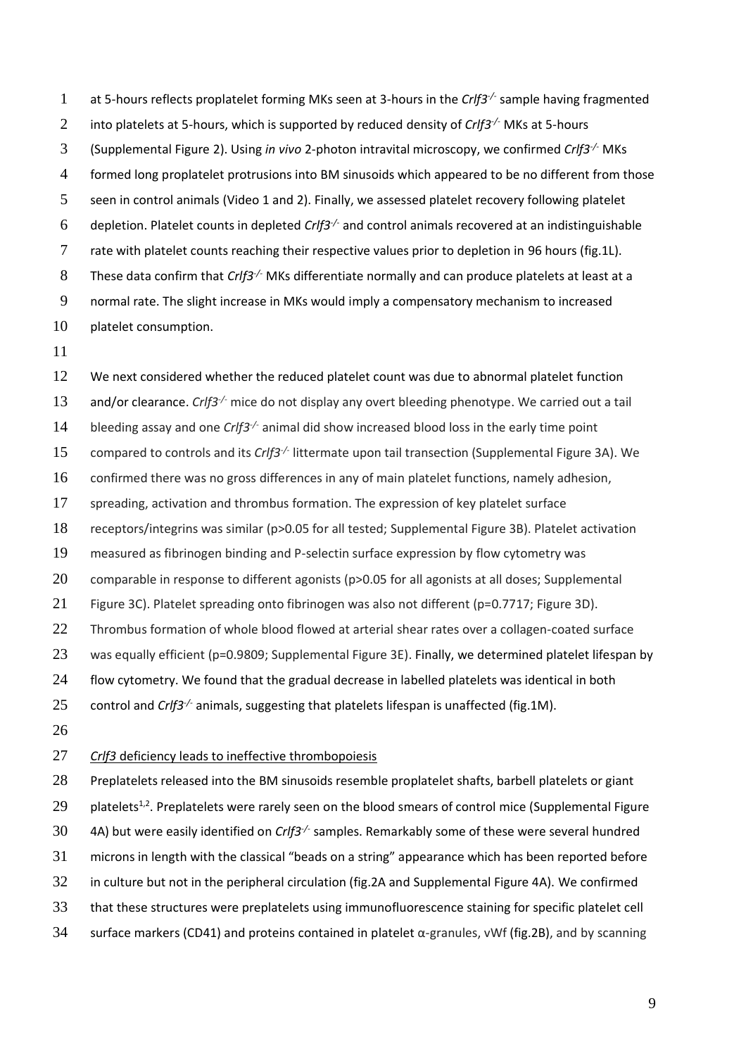at 5-hours reflects proplatelet forming MKs seen at 3-hours in the *Crlf3*$^{-/-}$ sample having fragmented into platelets at 5-hours, which is supported by reduced density of *Crlf3*$^{-/-}$ MKs at 5-hours (Supplemental Figure 2). Using *in vivo* 2-photon intravital microscopy, we confirmed *Crlf3*$^{-/-}$ MKs formed long proplatelet protrusions into BM sinusoids which appeared to be no different from those seen in control animals (Video 1 and 2). Finally, we assessed platelet recovery following platelet depletion. Platelet counts in depleted *Crlf3*$^{-/-}$ and control animals recovered at an indistinguishable rate with platelet counts reaching their respective values prior to depletion in 96 hours (fig.1L). These data confirm that *Crlf3*$^{-/-}$ MKs differentiate normally and can produce platelets at least at a normal rate. The slight increase in MKs would imply a compensatory mechanism to increased platelet consumption.

We next considered whether the reduced platelet count was due to abnormal platelet function and/or clearance. *Crlf3*$^{-/-}$ mice do not display any overt bleeding phenotype. We carried out a tail bleeding assay and one *Crlf3*$^{-/-}$ animal did show increased blood loss in the early time point compared to controls and its *Crlf3*$^{-/-}$ littermate upon tail transection (Supplemental Figure 3A). We confirmed there was no gross differences in any of main platelet functions, namely adhesion, spreading, activation and thrombus formation. The expression of key platelet surface receptors/integrins was similar ($p>0.05$ for all tested; Supplemental Figure 3B). Platelet activation measured as fibrinogen binding and P-selectin surface expression by flow cytometry was comparable in response to different agonists ($p>0.05$ for all agonists at all doses; Supplemental Figure 3C). Platelet spreading onto fibrinogen was also not different ($p=0.7717$; Figure 3D). Thrombus formation of whole blood flowed at arterial shear rates over a collagen-coated surface was equally efficient ($p=0.9809$; Supplemental Figure 3E). Finally, we determined platelet lifespan by flow cytometry. We found that the gradual decrease in labelled platelets was identical in both control and *Crlf3*$^{-/-}$ animals, suggesting that platelets lifespan is unaffected (fig.1M).

## *Crlf3* deficiency leads to ineffective thrombopoiesis

Preplatelets released into the BM sinusoids resemble proplatelet shafts, barbell platelets or giant platelets[1,2]. Preplatelets were rarely seen on the blood smears of control mice (Supplemental Figure 4A) but were easily identified on *Crlf3*$^{-/-}$ samples. Remarkably some of these were several hundred microns in length with the classical "beads on a string" appearance which has been reported before in culture but not in the peripheral circulation (fig.2A and Supplemental Figure 4A). We confirmed that these structures were preplatelets using immunofluorescence staining for specific platelet cell surface markers (CD41) and proteins contained in platelet α-granules, vWf (fig.2B), and by scanning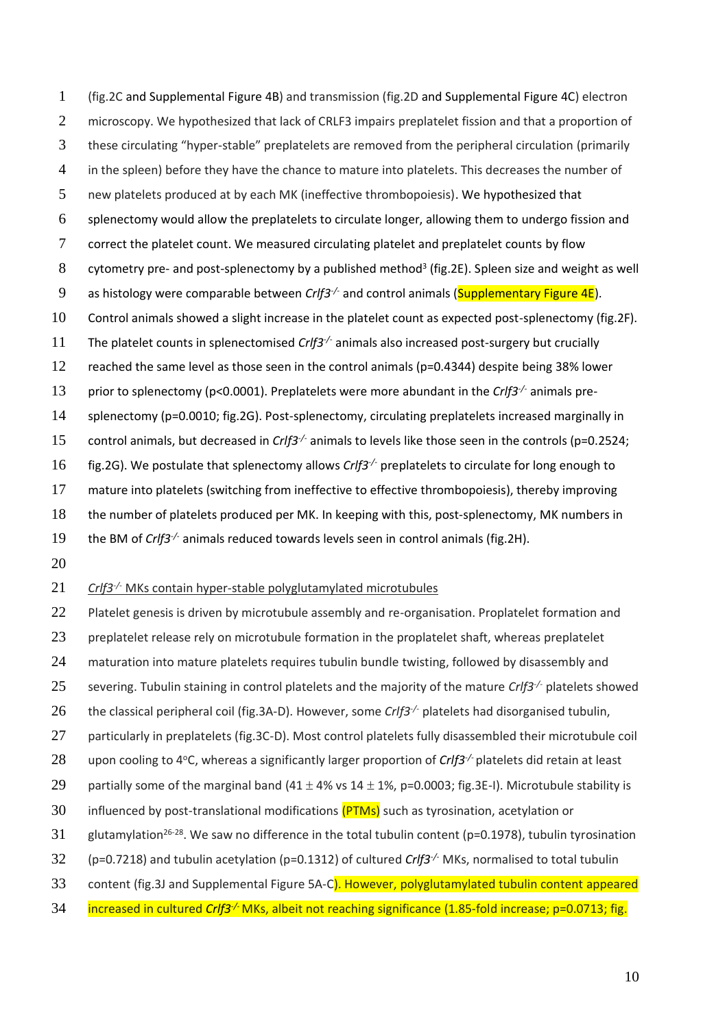(fig.2C and Supplemental Figure 4B) and transmission (fig.2D and Supplemental Figure 4C) electron microscopy. We hypothesized that lack of CRLF3 impairs preplatelet fission and that a proportion of these circulating "hyper-stable" preplatelets are removed from the peripheral circulation (primarily in the spleen) before they have the chance to mature into platelets. This decreases the number of new platelets produced at by each MK (ineffective thrombopoiesis). We hypothesized that splenectomy would allow the preplatelets to circulate longer, allowing them to undergo fission and correct the platelet count. We measured circulating platelet and preplatelet counts by flow cytometry pre- and post-splenectomy by a published method[3] (fig.2E). Spleen size and weight as well as histology were comparable between *Crlf3*$^{-/-}$ and control animals (Supplementary Figure 4E). Control animals showed a slight increase in the platelet count as expected post-splenectomy (fig.2F). The platelet counts in splenectomised *Crlf3*$^{-/-}$ animals also increased post-surgery but crucially reached the same level as those seen in the control animals (p=0.4344) despite being 38% lower prior to splenectomy (p<0.0001). Preplatelets were more abundant in the *Crlf3*$^{-/-}$ animals pre-splenectomy (p=0.0010; fig.2G). Post-splenectomy, circulating preplatelets increased marginally in control animals, but decreased in *Crlf3*$^{-/-}$ animals to levels like those seen in the controls (p=0.2524; fig.2G). We postulate that splenectomy allows *Crlf3*$^{-/-}$ preplatelets to circulate for long enough to mature into platelets (switching from ineffective to effective thrombopoiesis), thereby improving the number of platelets produced per MK. In keeping with this, post-splenectomy, MK numbers in the BM of *Crlf3*$^{-/-}$ animals reduced towards levels seen in control animals (fig.2H).

<u>*Crlf3*$^{-/-}$ MKs contain hyper-stable polyglutamylated microtubules</u>

Platelet genesis is driven by microtubule assembly and re-organisation. Proplatelet formation and preplatelet release rely on microtubule formation in the proplatelet shaft, whereas preplatelet maturation into mature platelets requires tubulin bundle twisting, followed by disassembly and severing. Tubulin staining in control platelets and the majority of the mature *Crlf3*$^{-/-}$ platelets showed the classical peripheral coil (fig.3A-D). However, some *Crlf3*$^{-/-}$ platelets had disorganised tubulin, particularly in preplatelets (fig.3C-D). Most control platelets fully disassembled their microtubule coil upon cooling to 4°C, whereas a significantly larger proportion of *Crlf3*$^{-/-}$ platelets did retain at least partially some of the marginal band (41 ± 4% vs 14 ± 1%, p=0.0003; fig.3E-I). Microtubule stability is influenced by post-translational modifications (PTMs) such as tyrosination, acetylation or glutamylation[26-28]. We saw no difference in the total tubulin content (p=0.1978), tubulin tyrosination (p=0.7218) and tubulin acetylation (p=0.1312) of cultured *Crlf3*$^{-/-}$ MKs, normalised to total tubulin content (fig.3J and Supplemental Figure 5A-C). However, polyglutamylated tubulin content appeared increased in cultured *Crlf3*$^{-/-}$ MKs, albeit not reaching significance (1.85-fold increase; p=0.0713; fig.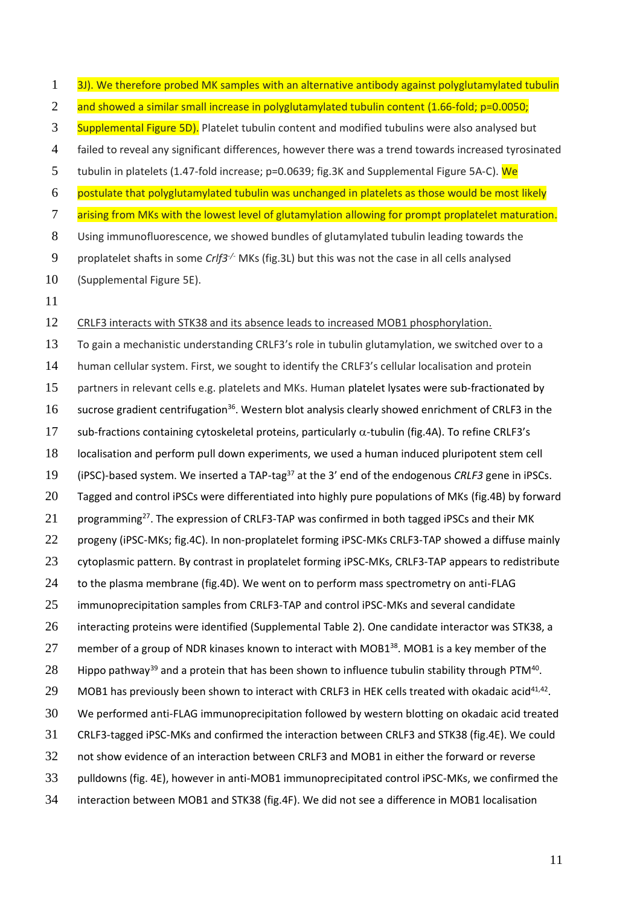3J). We therefore probed MK samples with an alternative antibody against polyglutamylated tubulin and showed a similar small increase in polyglutamylated tubulin content (1.66-fold; p=0.0050; Supplemental Figure 5D). Platelet tubulin content and modified tubulins were also analysed but failed to reveal any significant differences, however there was a trend towards increased tyrosinated tubulin in platelets (1.47-fold increase; p=0.0639; fig.3K and Supplemental Figure 5A-C). We postulate that polyglutamylated tubulin was unchanged in platelets as those would be most likely arising from MKs with the lowest level of glutamylation allowing for prompt proplatelet maturation. Using immunofluorescence, we showed bundles of glutamylated tubulin leading towards the proplatelet shafts in some *Crlf3*$^{-/-}$ MKs (fig.3L) but this was not the case in all cells analysed (Supplemental Figure 5E).

<u>CRLF3 interacts with STK38 and its absence leads to increased MOB1 phosphorylation.</u>

To gain a mechanistic understanding CRLF3's role in tubulin glutamylation, we switched over to a human cellular system. First, we sought to identify the CRLF3's cellular localisation and protein partners in relevant cells e.g. platelets and MKs. Human platelet lysates were sub-fractionated by sucrose gradient centrifugation[36]. Western blot analysis clearly showed enrichment of CRLF3 in the sub-fractions containing cytoskeletal proteins, particularly $\alpha$-tubulin (fig.4A). To refine CRLF3's localisation and perform pull down experiments, we used a human induced pluripotent stem cell (iPSC)-based system. We inserted a TAP-tag[37] at the 3' end of the endogenous *CRLF3* gene in iPSCs. Tagged and control iPSCs were differentiated into highly pure populations of MKs (fig.4B) by forward programming[27]. The expression of CRLF3-TAP was confirmed in both tagged iPSCs and their MK progeny (iPSC-MKs; fig.4C). In non-proplatelet forming iPSC-MKs CRLF3-TAP showed a diffuse mainly cytoplasmic pattern. By contrast in proplatelet forming iPSC-MKs, CRLF3-TAP appears to redistribute to the plasma membrane (fig.4D). We went on to perform mass spectrometry on anti-FLAG immunoprecipitation samples from CRLF3-TAP and control iPSC-MKs and several candidate interacting proteins were identified (Supplemental Table 2). One candidate interactor was STK38, a member of a group of NDR kinases known to interact with MOB1[38]. MOB1 is a key member of the Hippo pathway[39] and a protein that has been shown to influence tubulin stability through PTM[40]. MOB1 has previously been shown to interact with CRLF3 in HEK cells treated with okadaic acid[41,42]. We performed anti-FLAG immunoprecipitation followed by western blotting on okadaic acid treated CRLF3-tagged iPSC-MKs and confirmed the interaction between CRLF3 and STK38 (fig.4E). We could not show evidence of an interaction between CRLF3 and MOB1 in either the forward or reverse pulldowns (fig. 4E), however in anti-MOB1 immunoprecipitated control iPSC-MKs, we confirmed the interaction between MOB1 and STK38 (fig.4F). We did not see a difference in MOB1 localisation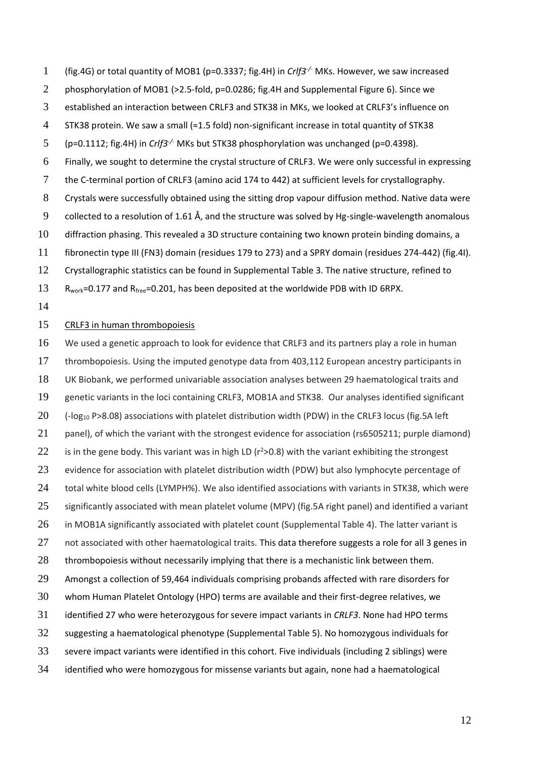(fig.4G) or total quantity of MOB1 (p=0.3337; fig.4H) in *Crlf3*$^{-/-}$ MKs. However, we saw increased phosphorylation of MOB1 (>2.5-fold, p=0.0286; fig.4H and Supplemental Figure 6). Since we established an interaction between CRLF3 and STK38 in MKs, we looked at CRLF3's influence on STK38 protein. We saw a small (≈1.5 fold) non-significant increase in total quantity of STK38 (p=0.1112; fig.4H) in *Crlf3*$^{-/-}$ MKs but STK38 phosphorylation was unchanged (p=0.4398).

Finally, we sought to determine the crystal structure of CRLF3. We were only successful in expressing the C-terminal portion of CRLF3 (amino acid 174 to 442) at sufficient levels for crystallography. Crystals were successfully obtained using the sitting drop vapour diffusion method. Native data were collected to a resolution of 1.61 Å, and the structure was solved by Hg-single-wavelength anomalous diffraction phasing. This revealed a 3D structure containing two known protein binding domains, a fibronectin type III (FN3) domain (residues 179 to 273) and a SPRY domain (residues 274-442) (fig.4I). Crystallographic statistics can be found in Supplemental Table 3. The native structure, refined to $R_{work}$=0.177 and $R_{free}$=0.201, has been deposited at the worldwide PDB with ID 6RPX.

## CRLF3 in human thrombopoiesis

We used a genetic approach to look for evidence that CRLF3 and its partners play a role in human thrombopoiesis. Using the imputed genotype data from 403,112 European ancestry participants in UK Biobank, we performed univariable association analyses between 29 haematological traits and genetic variants in the loci containing CRLF3, MOB1A and STK38. Our analyses identified significant ($-\log_{10}$ P>8.08) associations with platelet distribution width (PDW) in the CRLF3 locus (fig.5A left panel), of which the variant with the strongest evidence for association (rs6505211; purple diamond) is in the gene body. This variant was in high LD ($r^2$>0.8) with the variant exhibiting the strongest evidence for association with platelet distribution width (PDW) but also lymphocyte percentage of total white blood cells (LYMPH%). We also identified associations with variants in STK38, which were significantly associated with mean platelet volume (MPV) (fig.5A right panel) and identified a variant in MOB1A significantly associated with platelet count (Supplemental Table 4). The latter variant is not associated with other haematological traits. This data therefore suggests a role for all 3 genes in thrombopoiesis without necessarily implying that there is a mechanistic link between them.

Amongst a collection of 59,464 individuals comprising probands affected with rare disorders for whom Human Platelet Ontology (HPO) terms are available and their first-degree relatives, we identified 27 who were heterozygous for severe impact variants in *CRLF3*. None had HPO terms suggesting a haematological phenotype (Supplemental Table 5). No homozygous individuals for severe impact variants were identified in this cohort. Five individuals (including 2 siblings) were identified who were homozygous for missense variants but again, none had a haematological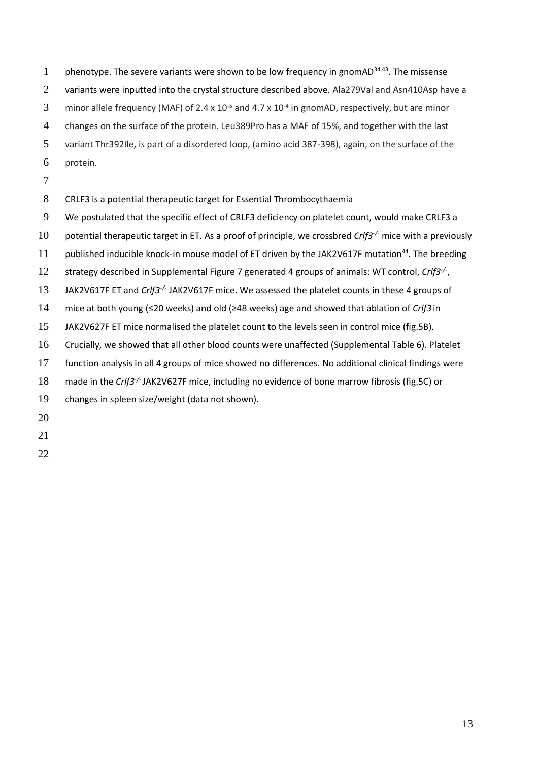phenotype. The severe variants were shown to be low frequency in gnomAD[34,43]. The missense variants were inputted into the crystal structure described above. Ala279Val and Asn410Asp have a minor allele frequency (MAF) of $2.4 \times 10^{-5}$ and $4.7 \times 10^{-4}$ in gnomAD, respectively, but are minor changes on the surface of the protein. Leu389Pro has a MAF of 15%, and together with the last variant Thr392Ile, is part of a disordered loop, (amino acid 387-398), again, on the surface of the protein.

## CRLF3 is a potential therapeutic target for Essential Thrombocythaemia

We postulated that the specific effect of CRLF3 deficiency on platelet count, would make CRLF3 a potential therapeutic target in ET. As a proof of principle, we crossbred *Crlf3*$^{-/-}$ mice with a previously published inducible knock-in mouse model of ET driven by the JAK2V617F mutation[44]. The breeding strategy described in Supplemental Figure 7 generated 4 groups of animals: WT control, *Crlf3*$^{-/-}$, JAK2V617F ET and *Crlf3*$^{-/-}$ JAK2V617F mice. We assessed the platelet counts in these 4 groups of mice at both young (≤20 weeks) and old (≥48 weeks) age and showed that ablation of *Crlf3* in JAK2V627F ET mice normalised the platelet count to the levels seen in control mice (fig.5B). Crucially, we showed that all other blood counts were unaffected (Supplemental Table 6). Platelet function analysis in all 4 groups of mice showed no differences. No additional clinical findings were made in the *Crlf3*$^{-/-}$ JAK2V627F mice, including no evidence of bone marrow fibrosis (fig.5C) or changes in spleen size/weight (data not shown).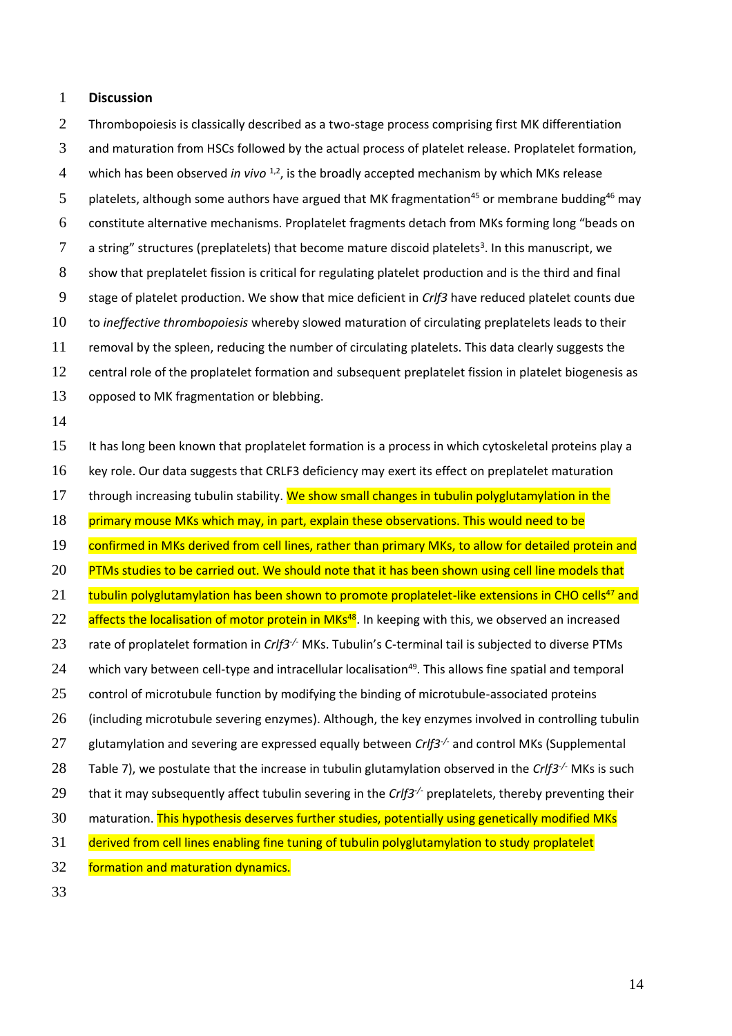## Discussion

Thrombopoiesis is classically described as a two-stage process comprising first MK differentiation and maturation from HSCs followed by the actual process of platelet release. Proplatelet formation, which has been observed *in vivo* [1,2], is the broadly accepted mechanism by which MKs release platelets, although some authors have argued that MK fragmentation[45] or membrane budding[46] may constitute alternative mechanisms. Proplatelet fragments detach from MKs forming long "beads on a string" structures (preplatelets) that become mature discoid platelets[3]. In this manuscript, we show that preplatelet fission is critical for regulating platelet production and is the third and final stage of platelet production. We show that mice deficient in *Crlf3* have reduced platelet counts due to *ineffective thrombopoiesis* whereby slowed maturation of circulating preplatelets leads to their removal by the spleen, reducing the number of circulating platelets. This data clearly suggests the central role of the proplatelet formation and subsequent preplatelet fission in platelet biogenesis as opposed to MK fragmentation or blebbing.

It has long been known that proplatelet formation is a process in which cytoskeletal proteins play a key role. Our data suggests that CRLF3 deficiency may exert its effect on preplatelet maturation through increasing tubulin stability. We show small changes in tubulin polyglutamylation in the primary mouse MKs which may, in part, explain these observations. This would need to be confirmed in MKs derived from cell lines, rather than primary MKs, to allow for detailed protein and PTMs studies to be carried out. We should note that it has been shown using cell line models that tubulin polyglutamylation has been shown to promote proplatelet-like extensions in CHO cells[47] and affects the localisation of motor protein in MKs[48]. In keeping with this, we observed an increased rate of proplatelet formation in *Crlf3*$^{-/-}$ MKs. Tubulin's C-terminal tail is subjected to diverse PTMs which vary between cell-type and intracellular localisation[49]. This allows fine spatial and temporal control of microtubule function by modifying the binding of microtubule-associated proteins (including microtubule severing enzymes). Although, the key enzymes involved in controlling tubulin glutamylation and severing are expressed equally between *Crlf3*$^{-/-}$ and control MKs (Supplemental Table 7), we postulate that the increase in tubulin glutamylation observed in the *Crlf3*$^{-/-}$ MKs is such that it may subsequently affect tubulin severing in the *Crlf3*$^{-/-}$ preplatelets, thereby preventing their maturation. This hypothesis deserves further studies, potentially using genetically modified MKs derived from cell lines enabling fine tuning of tubulin polyglutamylation to study proplatelet formation and maturation dynamics.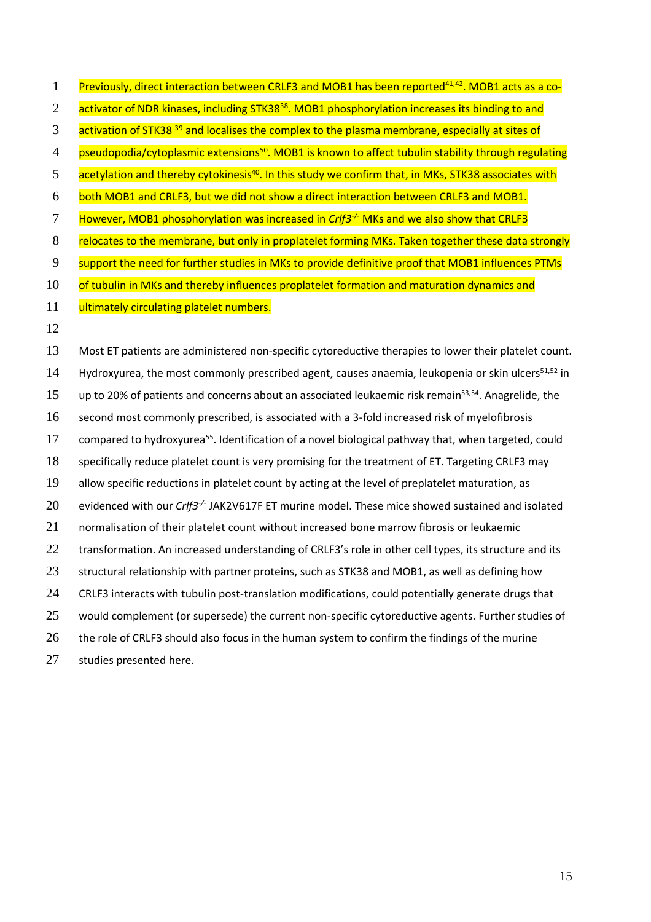Previously, direct interaction between CRLF3 and MOB1 has been reported[41,42]. MOB1 acts as a co-activator of NDR kinases, including STK38[38]. MOB1 phosphorylation increases its binding to and activation of STK38 [39] and localises the complex to the plasma membrane, especially at sites of pseudopodia/cytoplasmic extensions[50]. MOB1 is known to affect tubulin stability through regulating acetylation and thereby cytokinesis[40]. In this study we confirm that, in MKs, STK38 associates with both MOB1 and CRLF3, but we did not show a direct interaction between CRLF3 and MOB1. However, MOB1 phosphorylation was increased in *Crlf3*$^{-/-}$ MKs and we also show that CRLF3 relocates to the membrane, but only in proplatelet forming MKs. Taken together these data strongly support the need for further studies in MKs to provide definitive proof that MOB1 influences PTMs of tubulin in MKs and thereby influences proplatelet formation and maturation dynamics and ultimately circulating platelet numbers.

Most ET patients are administered non-specific cytoreductive therapies to lower their platelet count. Hydroxyurea, the most commonly prescribed agent, causes anaemia, leukopenia or skin ulcers[51,52] in up to 20% of patients and concerns about an associated leukaemic risk remain[53,54]. Anagrelide, the second most commonly prescribed, is associated with a 3-fold increased risk of myelofibrosis compared to hydroxyurea[55]. Identification of a novel biological pathway that, when targeted, could specifically reduce platelet count is very promising for the treatment of ET. Targeting CRLF3 may allow specific reductions in platelet count by acting at the level of preplatelet maturation, as evidenced with our *Crlf3*$^{-/-}$ JAK2V617F ET murine model. These mice showed sustained and isolated normalisation of their platelet count without increased bone marrow fibrosis or leukaemic transformation. An increased understanding of CRLF3's role in other cell types, its structure and its structural relationship with partner proteins, such as STK38 and MOB1, as well as defining how CRLF3 interacts with tubulin post-translation modifications, could potentially generate drugs that would complement (or supersede) the current non-specific cytoreductive agents. Further studies of the role of CRLF3 should also focus in the human system to confirm the findings of the murine studies presented here.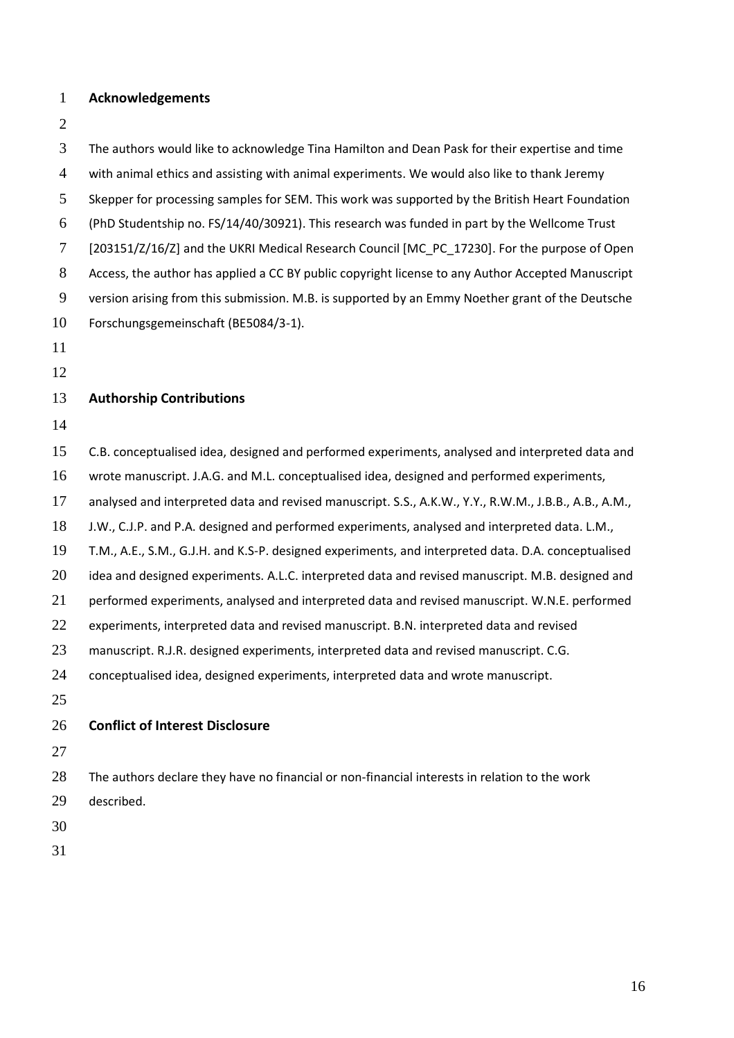## Acknowledgements

The authors would like to acknowledge Tina Hamilton and Dean Pask for their expertise and time with animal ethics and assisting with animal experiments. We would also like to thank Jeremy Skepper for processing samples for SEM. This work was supported by the British Heart Foundation (PhD Studentship no. FS/14/40/30921). This research was funded in part by the Wellcome Trust [203151/Z/16/Z] and the UKRI Medical Research Council [MC_PC_17230]. For the purpose of Open Access, the author has applied a CC BY public copyright license to any Author Accepted Manuscript version arising from this submission. M.B. is supported by an Emmy Noether grant of the Deutsche Forschungsgemeinschaft (BE5084/3-1).

## Authorship Contributions

C.B. conceptualised idea, designed and performed experiments, analysed and interpreted data and wrote manuscript. J.A.G. and M.L. conceptualised idea, designed and performed experiments, analysed and interpreted data and revised manuscript. S.S., A.K.W., Y.Y., R.W.M., J.B.B., A.B., A.M., J.W., C.J.P. and P.A. designed and performed experiments, analysed and interpreted data. L.M., T.M., A.E., S.M., G.J.H. and K.S-P. designed experiments, and interpreted data. D.A. conceptualised idea and designed experiments. A.L.C. interpreted data and revised manuscript. M.B. designed and performed experiments, analysed and interpreted data and revised manuscript. W.N.E. performed experiments, interpreted data and revised manuscript. B.N. interpreted data and revised manuscript. R.J.R. designed experiments, interpreted data and revised manuscript. C.G. conceptualised idea, designed experiments, interpreted data and wrote manuscript.

## Conflict of Interest Disclosure

The authors declare they have no financial or non-financial interests in relation to the work described.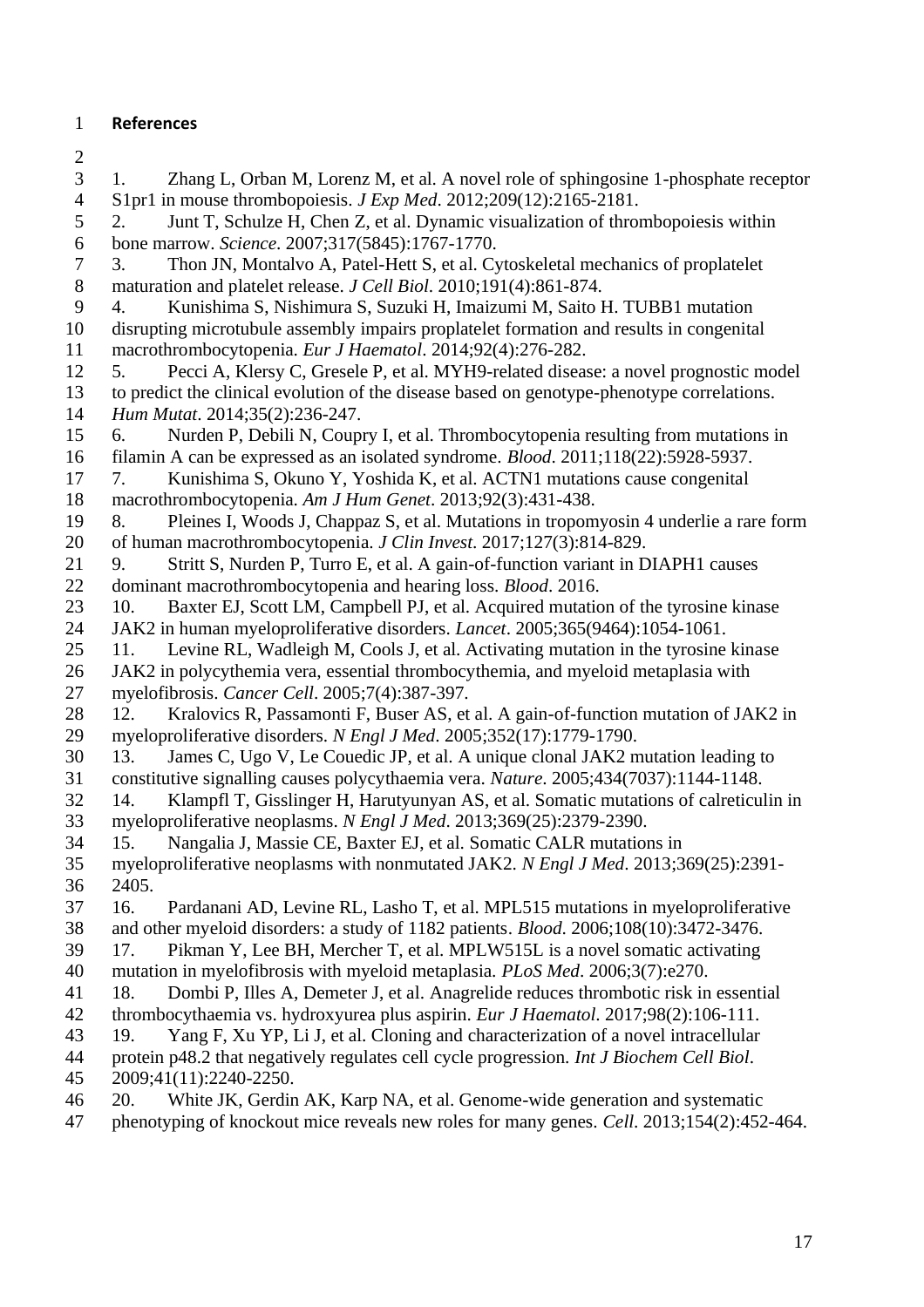**References**

1. Zhang L, Orban M, Lorenz M, et al. A novel role of sphingosine 1-phosphate receptor S1pr1 in mouse thrombopoiesis. *J Exp Med*. 2012;209(12):2165-2181.
2. Junt T, Schulze H, Chen Z, et al. Dynamic visualization of thrombopoiesis within bone marrow. *Science*. 2007;317(5845):1767-1770.
3. Thon JN, Montalvo A, Patel-Hett S, et al. Cytoskeletal mechanics of proplatelet maturation and platelet release. *J Cell Biol*. 2010;191(4):861-874.
4. Kunishima S, Nishimura S, Suzuki H, Imaizumi M, Saito H. TUBB1 mutation disrupting microtubule assembly impairs proplatelet formation and results in congenital macrothrombocytopenia. *Eur J Haematol*. 2014;92(4):276-282.
5. Pecci A, Klersy C, Gresele P, et al. MYH9-related disease: a novel prognostic model to predict the clinical evolution of the disease based on genotype-phenotype correlations. *Hum Mutat*. 2014;35(2):236-247.
6. Nurden P, Debili N, Coupry I, et al. Thrombocytopenia resulting from mutations in filamin A can be expressed as an isolated syndrome. *Blood*. 2011;118(22):5928-5937.
7. Kunishima S, Okuno Y, Yoshida K, et al. ACTN1 mutations cause congenital macrothrombocytopenia. *Am J Hum Genet*. 2013;92(3):431-438.
8. Pleines I, Woods J, Chappaz S, et al. Mutations in tropomyosin 4 underlie a rare form of human macrothrombocytopenia. *J Clin Invest*. 2017;127(3):814-829.
9. Stritt S, Nurden P, Turro E, et al. A gain-of-function variant in DIAPH1 causes dominant macrothrombocytopenia and hearing loss. *Blood*. 2016.
10. Baxter EJ, Scott LM, Campbell PJ, et al. Acquired mutation of the tyrosine kinase JAK2 in human myeloproliferative disorders. *Lancet*. 2005;365(9464):1054-1061.
11. Levine RL, Wadleigh M, Cools J, et al. Activating mutation in the tyrosine kinase JAK2 in polycythemia vera, essential thrombocythemia, and myeloid metaplasia with myelofibrosis. *Cancer Cell*. 2005;7(4):387-397.
12. Kralovics R, Passamonti F, Buser AS, et al. A gain-of-function mutation of JAK2 in myeloproliferative disorders. *N Engl J Med*. 2005;352(17):1779-1790.
13. James C, Ugo V, Le Couedic JP, et al. A unique clonal JAK2 mutation leading to constitutive signalling causes polycythaemia vera. *Nature*. 2005;434(7037):1144-1148.
14. Klampfl T, Gisslinger H, Harutyunyan AS, et al. Somatic mutations of calreticulin in myeloproliferative neoplasms. *N Engl J Med*. 2013;369(25):2379-2390.
15. Nangalia J, Massie CE, Baxter EJ, et al. Somatic CALR mutations in myeloproliferative neoplasms with nonmutated JAK2. *N Engl J Med*. 2013;369(25):2391-2405.
16. Pardanani AD, Levine RL, Lasho T, et al. MPL515 mutations in myeloproliferative and other myeloid disorders: a study of 1182 patients. *Blood*. 2006;108(10):3472-3476.
17. Pikman Y, Lee BH, Mercher T, et al. MPLW515L is a novel somatic activating mutation in myelofibrosis with myeloid metaplasia. *PLoS Med*. 2006;3(7):e270.
18. Dombi P, Illes A, Demeter J, et al. Anagrelide reduces thrombotic risk in essential thrombocythaemia vs. hydroxyurea plus aspirin. *Eur J Haematol*. 2017;98(2):106-111.
19. Yang F, Xu YP, Li J, et al. Cloning and characterization of a novel intracellular protein p48.2 that negatively regulates cell cycle progression. *Int J Biochem Cell Biol*. 2009;41(11):2240-2250.
20. White JK, Gerdin AK, Karp NA, et al. Genome-wide generation and systematic phenotyping of knockout mice reveals new roles for many genes. *Cell*. 2013;154(2):452-464.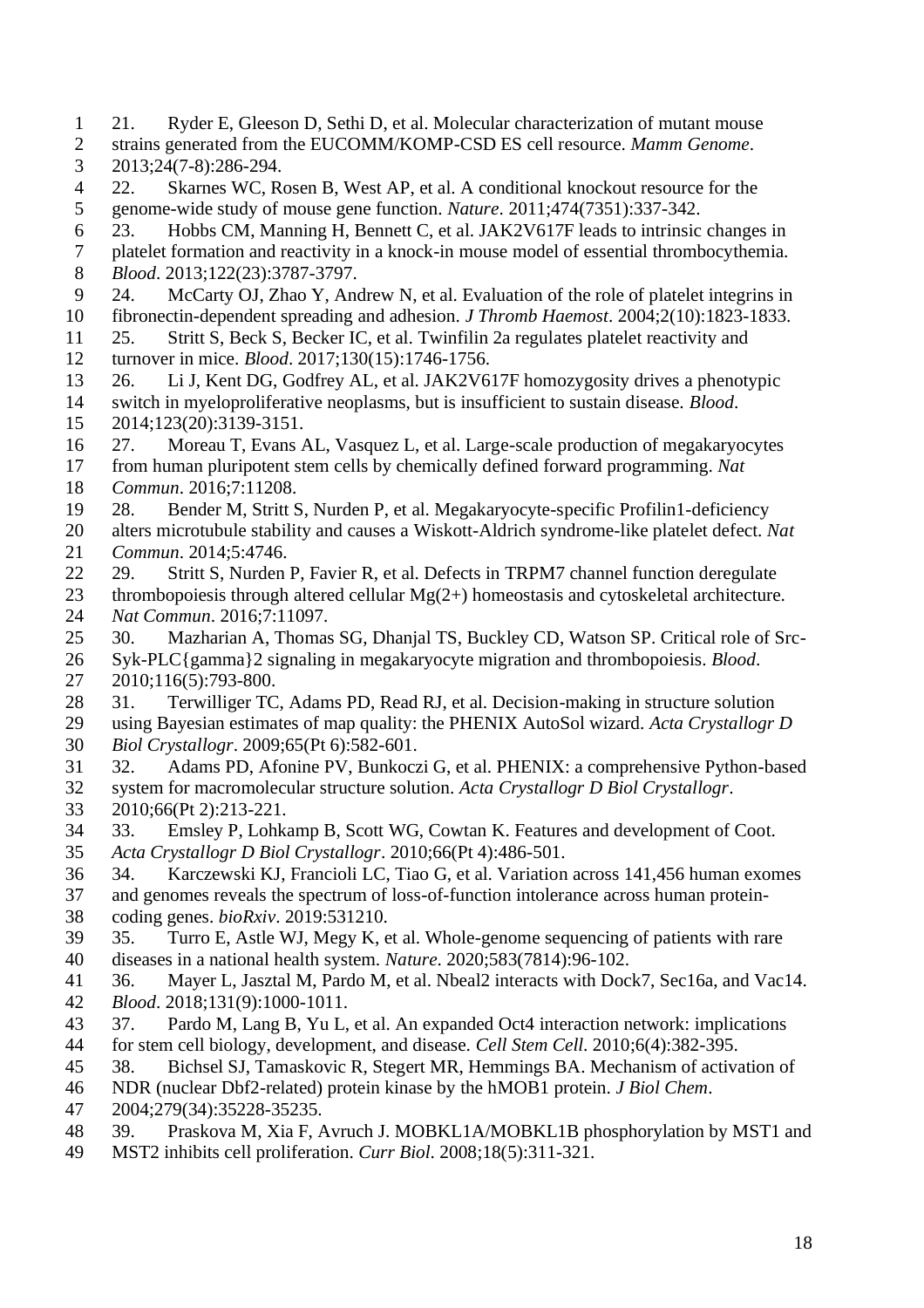21. Ryder E, Gleeson D, Sethi D, et al. Molecular characterization of mutant mouse strains generated from the EUCOMM/KOMP-CSD ES cell resource. *Mamm Genome*. 2013;24(7-8):286-294.

22. Skarnes WC, Rosen B, West AP, et al. A conditional knockout resource for the genome-wide study of mouse gene function. *Nature*. 2011;474(7351):337-342.

23. Hobbs CM, Manning H, Bennett C, et al. JAK2V617F leads to intrinsic changes in platelet formation and reactivity in a knock-in mouse model of essential thrombocythemia. *Blood*. 2013;122(23):3787-3797.

24. McCarty OJ, Zhao Y, Andrew N, et al. Evaluation of the role of platelet integrins in fibronectin-dependent spreading and adhesion. *J Thromb Haemost*. 2004;2(10):1823-1833.

25. Stritt S, Beck S, Becker IC, et al. Twinfilin 2a regulates platelet reactivity and turnover in mice. *Blood*. 2017;130(15):1746-1756.

26. Li J, Kent DG, Godfrey AL, et al. JAK2V617F homozygosity drives a phenotypic switch in myeloproliferative neoplasms, but is insufficient to sustain disease. *Blood*. 2014;123(20):3139-3151.

27. Moreau T, Evans AL, Vasquez L, et al. Large-scale production of megakaryocytes from human pluripotent stem cells by chemically defined forward programming. *Nat Commun*. 2016;7:11208.

28. Bender M, Stritt S, Nurden P, et al. Megakaryocyte-specific Profilin1-deficiency alters microtubule stability and causes a Wiskott-Aldrich syndrome-like platelet defect. *Nat Commun*. 2014;5:4746.

29. Stritt S, Nurden P, Favier R, et al. Defects in TRPM7 channel function deregulate thrombopoiesis through altered cellular Mg(2+) homeostasis and cytoskeletal architecture. *Nat Commun*. 2016;7:11097.

30. Mazharian A, Thomas SG, Dhanjal TS, Buckley CD, Watson SP. Critical role of Src-Syk-PLC{gamma}2 signaling in megakaryocyte migration and thrombopoiesis. *Blood*. 2010;116(5):793-800.

31. Terwilliger TC, Adams PD, Read RJ, et al. Decision-making in structure solution using Bayesian estimates of map quality: the PHENIX AutoSol wizard. *Acta Crystallogr D Biol Crystallogr*. 2009;65(Pt 6):582-601.

32. Adams PD, Afonine PV, Bunkoczi G, et al. PHENIX: a comprehensive Python-based system for macromolecular structure solution. *Acta Crystallogr D Biol Crystallogr*. 2010;66(Pt 2):213-221.

33. Emsley P, Lohkamp B, Scott WG, Cowtan K. Features and development of Coot. *Acta Crystallogr D Biol Crystallogr*. 2010;66(Pt 4):486-501.

34. Karczewski KJ, Francioli LC, Tiao G, et al. Variation across 141,456 human exomes and genomes reveals the spectrum of loss-of-function intolerance across human protein-coding genes. *bioRxiv*. 2019:531210.

35. Turro E, Astle WJ, Megy K, et al. Whole-genome sequencing of patients with rare diseases in a national health system. *Nature*. 2020;583(7814):96-102.

36. Mayer L, Jasztal M, Pardo M, et al. Nbeal2 interacts with Dock7, Sec16a, and Vac14. *Blood*. 2018;131(9):1000-1011.

37. Pardo M, Lang B, Yu L, et al. An expanded Oct4 interaction network: implications for stem cell biology, development, and disease. *Cell Stem Cell*. 2010;6(4):382-395.

38. Bichsel SJ, Tamaskovic R, Stegert MR, Hemmings BA. Mechanism of activation of NDR (nuclear Dbf2-related) protein kinase by the hMOB1 protein. *J Biol Chem*. 2004;279(34):35228-35235.

39. Praskova M, Xia F, Avruch J. MOBKL1A/MOBKL1B phosphorylation by MST1 and MST2 inhibits cell proliferation. *Curr Biol*. 2008;18(5):311-321.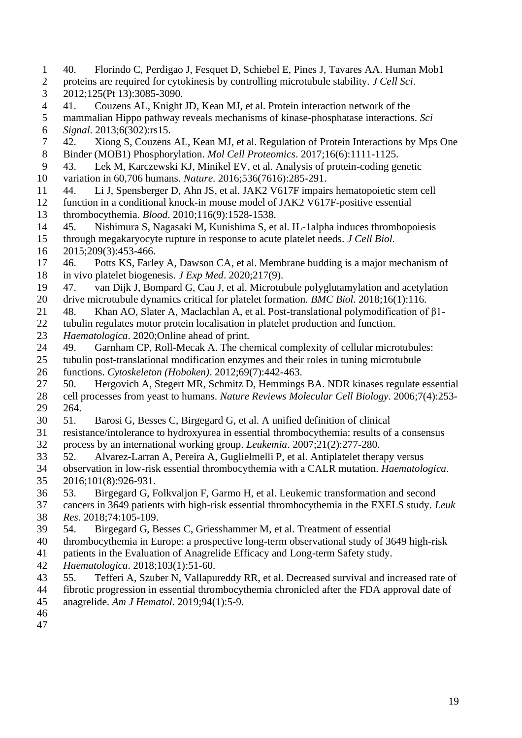40. Florindo C, Perdigao J, Fesquet D, Schiebel E, Pines J, Tavares AA. Human Mob1 proteins are required for cytokinesis by controlling microtubule stability. *J Cell Sci*. 2012;125(Pt 13):3085-3090.

41. Couzens AL, Knight JD, Kean MJ, et al. Protein interaction network of the mammalian Hippo pathway reveals mechanisms of kinase-phosphatase interactions. *Sci Signal*. 2013;6(302):rs15.

42. Xiong S, Couzens AL, Kean MJ, et al. Regulation of Protein Interactions by Mps One Binder (MOB1) Phosphorylation. *Mol Cell Proteomics*. 2017;16(6):1111-1125.

43. Lek M, Karczewski KJ, Minikel EV, et al. Analysis of protein-coding genetic variation in 60,706 humans. *Nature*. 2016;536(7616):285-291.

44. Li J, Spensberger D, Ahn JS, et al. JAK2 V617F impairs hematopoietic stem cell function in a conditional knock-in mouse model of JAK2 V617F-positive essential thrombocythemia. *Blood*. 2010;116(9):1528-1538.

45. Nishimura S, Nagasaki M, Kunishima S, et al. IL-1alpha induces thrombopoiesis through megakaryocyte rupture in response to acute platelet needs. *J Cell Biol*. 2015;209(3):453-466.

46. Potts KS, Farley A, Dawson CA, et al. Membrane budding is a major mechanism of in vivo platelet biogenesis. *J Exp Med*. 2020;217(9).

47. van Dijk J, Bompard G, Cau J, et al. Microtubule polyglutamylation and acetylation drive microtubule dynamics critical for platelet formation. *BMC Biol*. 2018;16(1):116.

48. Khan AO, Slater A, Maclachlan A, et al. Post-translational polymodification of β1-tubulin regulates motor protein localisation in platelet production and function. *Haematologica*. 2020;Online ahead of print.

49. Garnham CP, Roll-Mecak A. The chemical complexity of cellular microtubules: tubulin post-translational modification enzymes and their roles in tuning microtubule functions. *Cytoskeleton (Hoboken)*. 2012;69(7):442-463.

50. Hergovich A, Stegert MR, Schmitz D, Hemmings BA. NDR kinases regulate essential cell processes from yeast to humans. *Nature Reviews Molecular Cell Biology*. 2006;7(4):253-264.

51. Barosi G, Besses C, Birgegard G, et al. A unified definition of clinical resistance/intolerance to hydroxyurea in essential thrombocythemia: results of a consensus process by an international working group. *Leukemia*. 2007;21(2):277-280.

52. Alvarez-Larran A, Pereira A, Guglielmelli P, et al. Antiplatelet therapy versus observation in low-risk essential thrombocythemia with a CALR mutation. *Haematologica*. 2016;101(8):926-931.

53. Birgegard G, Folkvaljon F, Garmo H, et al. Leukemic transformation and second cancers in 3649 patients with high-risk essential thrombocythemia in the EXELS study. *Leuk Res*. 2018;74:105-109.

54. Birgegard G, Besses C, Griesshammer M, et al. Treatment of essential thrombocythemia in Europe: a prospective long-term observational study of 3649 high-risk patients in the Evaluation of Anagrelide Efficacy and Long-term Safety study. *Haematologica*. 2018;103(1):51-60.

55. Tefferi A, Szuber N, Vallapureddy RR, et al. Decreased survival and increased rate of fibrotic progression in essential thrombocythemia chronicled after the FDA approval date of anagrelide. *Am J Hematol*. 2019;94(1):5-9.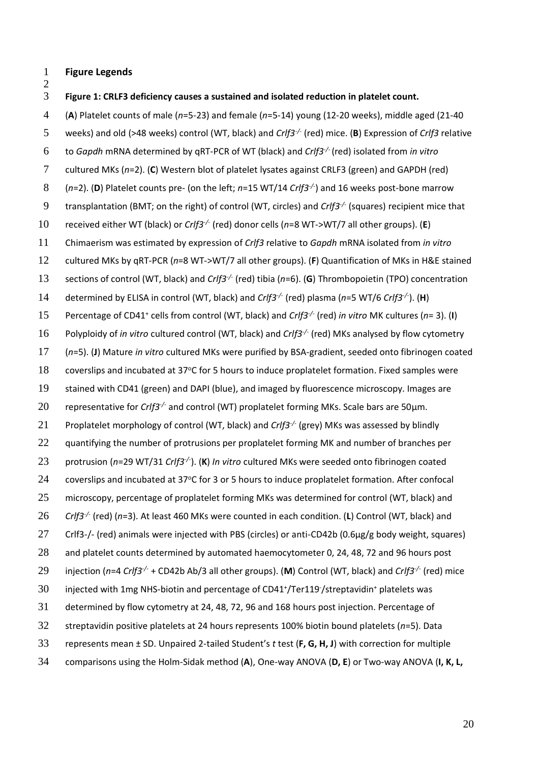# Figure Legends

**Figure 1: CRLF3 deficiency causes a sustained and isolated reduction in platelet count.**

(**A**) Platelet counts of male (*n*=5-23) and female (*n*=5-14) young (12-20 weeks), middle aged (21-40 weeks) and old (>48 weeks) control (WT, black) and *Crlf3*$^{-/-}$ (red) mice. (**B**) Expression of *Crlf3* relative to *Gapdh* mRNA determined by qRT-PCR of WT (black) and *Crlf3*$^{-/-}$ (red) isolated from *in vitro* cultured MKs (*n*=2). (**C**) Western blot of platelet lysates against CRLF3 (green) and GAPDH (red) (*n*=2). (**D**) Platelet counts pre- (on the left; *n*=15 WT/14 *Crlf3*$^{-/-}$) and 16 weeks post-bone marrow transplantation (BMT; on the right) of control (WT, circles) and *Crlf3*$^{-/-}$ (squares) recipient mice that received either WT (black) or *Crlf3*$^{-/-}$ (red) donor cells (*n*=8 WT->WT/7 all other groups). (**E**) Chimaerism was estimated by expression of *Crlf3* relative to *Gapdh* mRNA isolated from *in vitro* cultured MKs by qRT-PCR (*n*=8 WT->WT/7 all other groups). (**F**) Quantification of MKs in H&E stained sections of control (WT, black) and *Crlf3*$^{-/-}$ (red) tibia (*n*=6). (**G**) Thrombopoietin (TPO) concentration determined by ELISA in control (WT, black) and *Crlf3*$^{-/-}$ (red) plasma (*n*=5 WT/6 *Crlf3*$^{-/-}$). (**H**) Percentage of CD41$^{+}$ cells from control (WT, black) and *Crlf3*$^{-/-}$ (red) *in vitro* MK cultures (*n*= 3). (**I**) Polyploidy of *in vitro* cultured control (WT, black) and *Crlf3*$^{-/-}$ (red) MKs analysed by flow cytometry (*n*=5). (**J**) Mature *in vitro* cultured MKs were purified by BSA-gradient, seeded onto fibrinogen coated coverslips and incubated at 37°C for 5 hours to induce proplatelet formation. Fixed samples were stained with CD41 (green) and DAPI (blue), and imaged by fluorescence microscopy. Images are representative for *Crlf3*$^{-/-}$ and control (WT) proplatelet forming MKs. Scale bars are 50µm. Proplatelet morphology of control (WT, black) and *Crlf3*$^{-/-}$ (grey) MKs was assessed by blindly quantifying the number of protrusions per proplatelet forming MK and number of branches per protrusion (*n*=29 WT/31 *Crlf3*$^{-/-}$). (**K**) *In vitro* cultured MKs were seeded onto fibrinogen coated coverslips and incubated at 37°C for 3 or 5 hours to induce proplatelet formation. After confocal microscopy, percentage of proplatelet forming MKs was determined for control (WT, black) and *Crlf3*$^{-/-}$ (red) (*n*=3). At least 460 MKs were counted in each condition. (**L**) Control (WT, black) and Crlf3-/- (red) animals were injected with PBS (circles) or anti-CD42b (0.6µg/g body weight, squares) and platelet counts determined by automated haemocytometer 0, 24, 48, 72 and 96 hours post injection (*n*=4 *Crlf3*$^{-/-}$ + CD42b Ab/3 all other groups). (**M**) Control (WT, black) and *Crlf3*$^{-/-}$ (red) mice injected with 1mg NHS-biotin and percentage of CD41$^{+}$/Ter119$^{-}$/streptavidin$^{+}$ platelets was determined by flow cytometry at 24, 48, 72, 96 and 168 hours post injection. Percentage of streptavidin positive platelets at 24 hours represents 100% biotin bound platelets (*n*=5). Data represents mean ± SD. Unpaired 2-tailed Student's *t* test (**F, G, H, J**) with correction for multiple comparisons using the Holm-Sidak method (**A**), One-way ANOVA (**D, E**) or Two-way ANOVA (**I, K, L,**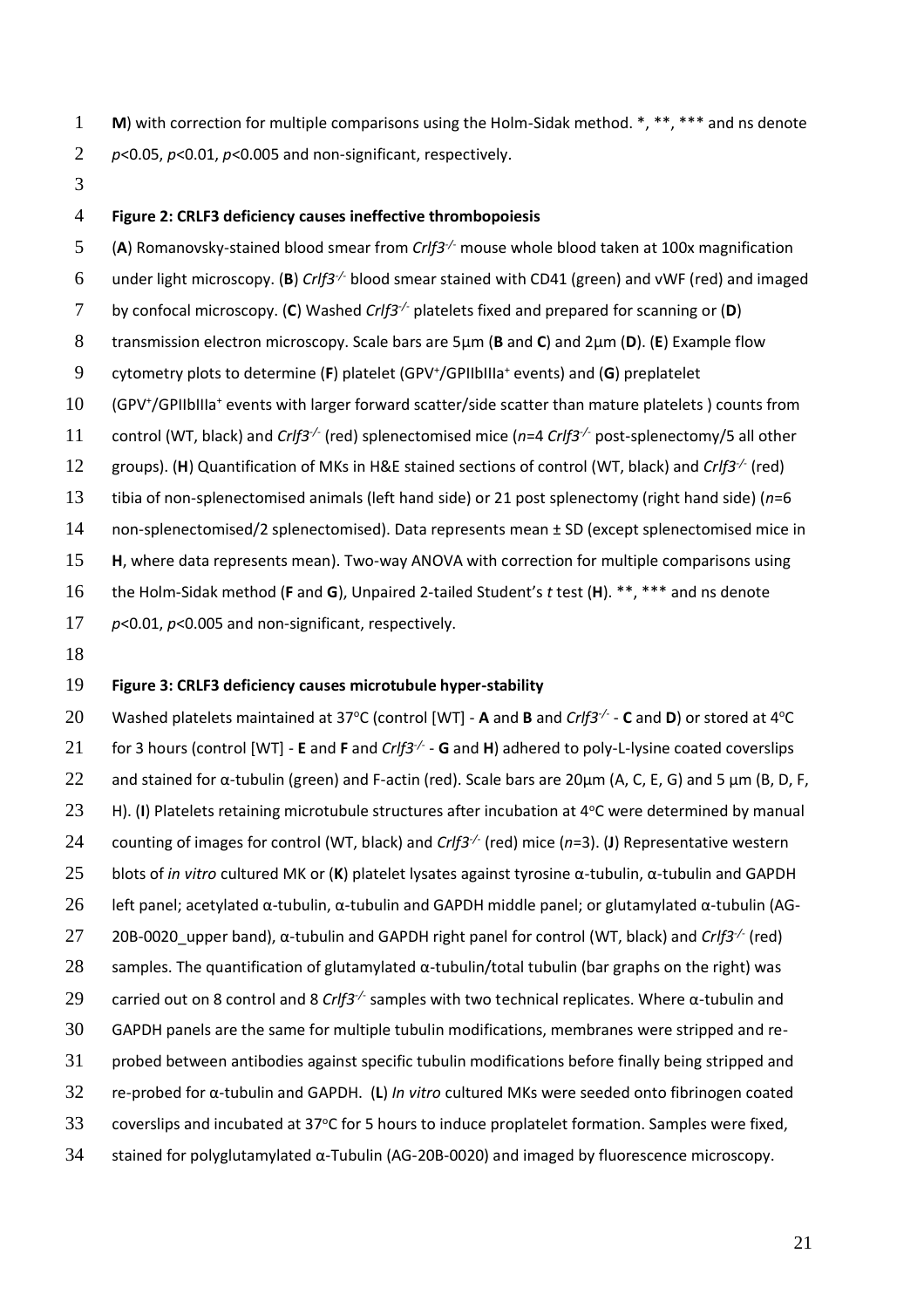**M**) with correction for multiple comparisons using the Holm-Sidak method. *, **, *** and ns denote $p$<0.05, $p$<0.01, $p$<0.005 and non-significant, respectively.

**Figure 2: CRLF3 deficiency causes ineffective thrombopoiesis**

(**A**) Romanovsky-stained blood smear from *Crlf3*$^{-/-}$ mouse whole blood taken at 100x magnification under light microscopy. (**B**) *Crlf3*$^{-/-}$ blood smear stained with CD41 (green) and vWF (red) and imaged by confocal microscopy. (**C**) Washed *Crlf3*$^{-/-}$ platelets fixed and prepared for scanning or (**D**) transmission electron microscopy. Scale bars are 5µm (**B** and **C**) and 2µm (**D**). (**E**) Example flow cytometry plots to determine (**F**) platelet (GPV$^{+}$/GPIIbIIIa$^{+}$ events) and (**G**) preplatelet (GPV$^{+}$/GPIIbIIIa$^{+}$ events with larger forward scatter/side scatter than mature platelets ) counts from control (WT, black) and *Crlf3*$^{-/-}$ (red) splenectomised mice ($n$=4 *Crlf3*$^{-/-}$ post-splenectomy/5 all other groups). (**H**) Quantification of MKs in H&E stained sections of control (WT, black) and *Crlf3*$^{-/-}$ (red) tibia of non-splenectomised animals (left hand side) or 21 post splenectomy (right hand side) ($n$=6 non-splenectomised/2 splenectomised). Data represents mean ± SD (except splenectomised mice in **H**, where data represents mean). Two-way ANOVA with correction for multiple comparisons using the Holm-Sidak method (**F** and **G**), Unpaired 2-tailed Student's $t$ test (**H**). **, *** and ns denote $p$<0.01, $p$<0.005 and non-significant, respectively.

**Figure 3: CRLF3 deficiency causes microtubule hyper-stability**

Washed platelets maintained at 37°C (control [WT] - **A** and **B** and *Crlf3*$^{-/-}$ - **C** and **D**) or stored at 4°C for 3 hours (control [WT] - **E** and **F** and *Crlf3*$^{-/-}$ - **G** and **H**) adhered to poly-L-lysine coated coverslips and stained for α-tubulin (green) and F-actin (red). Scale bars are 20µm (A, C, E, G) and 5 µm (B, D, F, H). (**I**) Platelets retaining microtubule structures after incubation at 4°C were determined by manual counting of images for control (WT, black) and *Crlf3*$^{-/-}$ (red) mice ($n$=3). (**J**) Representative western blots of *in vitro* cultured MK or (**K**) platelet lysates against tyrosine α-tubulin, α-tubulin and GAPDH left panel; acetylated α-tubulin, α-tubulin and GAPDH middle panel; or glutamylated α-tubulin (AG-20B-0020_upper band), α-tubulin and GAPDH right panel for control (WT, black) and *Crlf3*$^{-/-}$ (red) samples. The quantification of glutamylated α-tubulin/total tubulin (bar graphs on the right) was carried out on 8 control and 8 *Crlf3*$^{-/-}$ samples with two technical replicates. Where α-tubulin and GAPDH panels are the same for multiple tubulin modifications, membranes were stripped and re-probed between antibodies against specific tubulin modifications before finally being stripped and re-probed for α-tubulin and GAPDH. (**L**) *In vitro* cultured MKs were seeded onto fibrinogen coated coverslips and incubated at 37°C for 5 hours to induce proplatelet formation. Samples were fixed, stained for polyglutamylated α-Tubulin (AG-20B-0020) and imaged by fluorescence microscopy.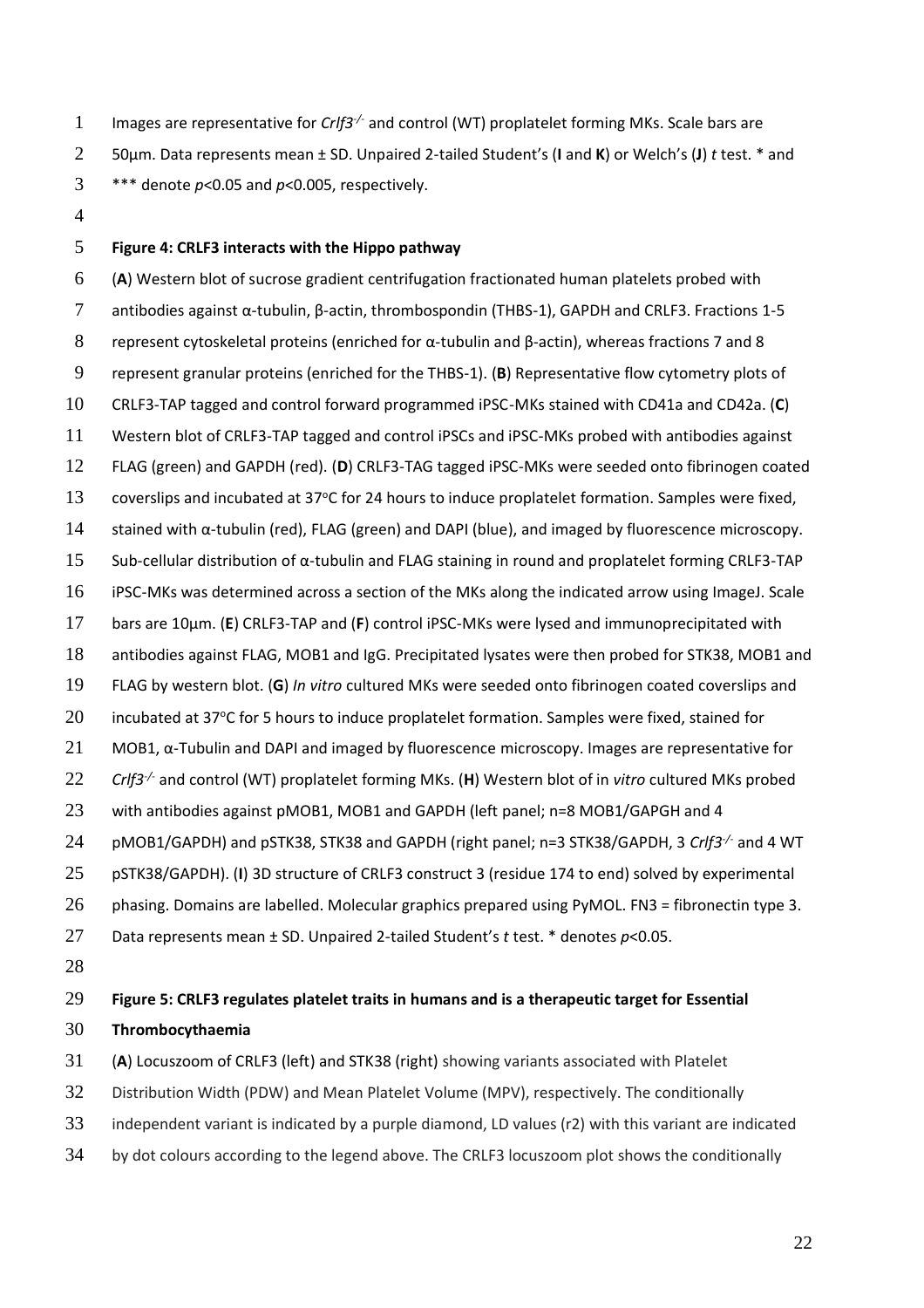Images are representative for *Crlf3*$^{-/-}$ and control (WT) proplatelet forming MKs. Scale bars are 50μm. Data represents mean ± SD. Unpaired 2-tailed Student's (**I** and **K**) or Welch's (**J**) *t* test. * and *** denote $p<0.05$ and $p<0.005$, respectively.

**Figure 4: CRLF3 interacts with the Hippo pathway**

(**A**) Western blot of sucrose gradient centrifugation fractionated human platelets probed with antibodies against α-tubulin, β-actin, thrombospondin (THBS-1), GAPDH and CRLF3. Fractions 1-5 represent cytoskeletal proteins (enriched for α-tubulin and β-actin), whereas fractions 7 and 8 represent granular proteins (enriched for the THBS-1). (**B**) Representative flow cytometry plots of CRLF3-TAP tagged and control forward programmed iPSC-MKs stained with CD41a and CD42a. (**C**) Western blot of CRLF3-TAP tagged and control iPSCs and iPSC-MKs probed with antibodies against FLAG (green) and GAPDH (red). (**D**) CRLF3-TAG tagged iPSC-MKs were seeded onto fibrinogen coated coverslips and incubated at 37°C for 24 hours to induce proplatelet formation. Samples were fixed, stained with α-tubulin (red), FLAG (green) and DAPI (blue), and imaged by fluorescence microscopy. Sub-cellular distribution of α-tubulin and FLAG staining in round and proplatelet forming CRLF3-TAP iPSC-MKs was determined across a section of the MKs along the indicated arrow using ImageJ. Scale bars are 10μm. (**E**) CRLF3-TAP and (**F**) control iPSC-MKs were lysed and immunoprecipitated with antibodies against FLAG, MOB1 and IgG. Precipitated lysates were then probed for STK38, MOB1 and FLAG by western blot. (**G**) *In vitro* cultured MKs were seeded onto fibrinogen coated coverslips and incubated at 37°C for 5 hours to induce proplatelet formation. Samples were fixed, stained for MOB1, α-Tubulin and DAPI and imaged by fluorescence microscopy. Images are representative for *Crlf3*$^{-/-}$ and control (WT) proplatelet forming MKs. (**H**) Western blot of in *vitro* cultured MKs probed with antibodies against pMOB1, MOB1 and GAPDH (left panel; n=8 MOB1/GAPGH and 4 pMOB1/GAPDH) and pSTK38, STK38 and GAPDH (right panel; n=3 STK38/GAPDH, 3 *Crlf3*$^{-/-}$ and 4 WT pSTK38/GAPDH). (**I**) 3D structure of CRLF3 construct 3 (residue 174 to end) solved by experimental phasing. Domains are labelled. Molecular graphics prepared using PyMOL. FN3 = fibronectin type 3. Data represents mean ± SD. Unpaired 2-tailed Student's *t* test. * denotes $p<0.05$.

**Figure 5: CRLF3 regulates platelet traits in humans and is a therapeutic target for Essential Thrombocythaemia**

(**A**) Locuszoom of CRLF3 (left) and STK38 (right) showing variants associated with Platelet Distribution Width (PDW) and Mean Platelet Volume (MPV), respectively. The conditionally independent variant is indicated by a purple diamond, LD values (r2) with this variant are indicated by dot colours according to the legend above. The CRLF3 locuszoom plot shows the conditionally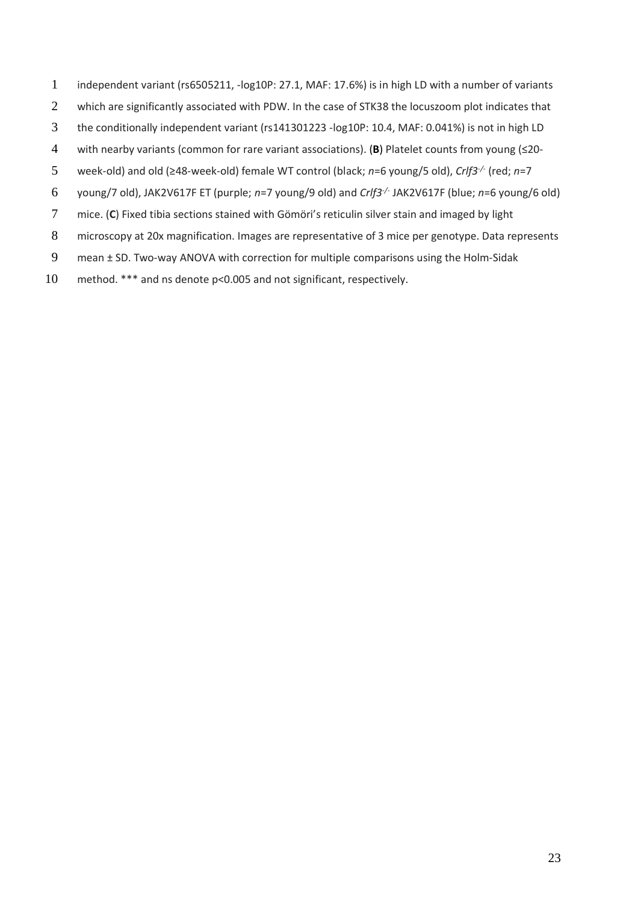independent variant (rs6505211, -log10P: 27.1, MAF: 17.6%) is in high LD with a number of variants which are significantly associated with PDW. In the case of STK38 the locuszoom plot indicates that the conditionally independent variant (rs141301223 -log10P: 10.4, MAF: 0.041%) is not in high LD with nearby variants (common for rare variant associations). (**B**) Platelet counts from young (≤20-week-old) and old (≥48-week-old) female WT control (black; *n*=6 young/5 old), *Crlf3*$^{-/-}$ (red; *n*=7 young/7 old), JAK2V617F ET (purple; *n*=7 young/9 old) and *Crlf3*$^{-/-}$ JAK2V617F (blue; *n*=6 young/6 old) mice. (**C**) Fixed tibia sections stained with Gömöri's reticulin silver stain and imaged by light microscopy at 20x magnification. Images are representative of 3 mice per genotype. Data represents mean ± SD. Two-way ANOVA with correction for multiple comparisons using the Holm-Sidak method. *** and ns denote p<0.005 and not significant, respectively.